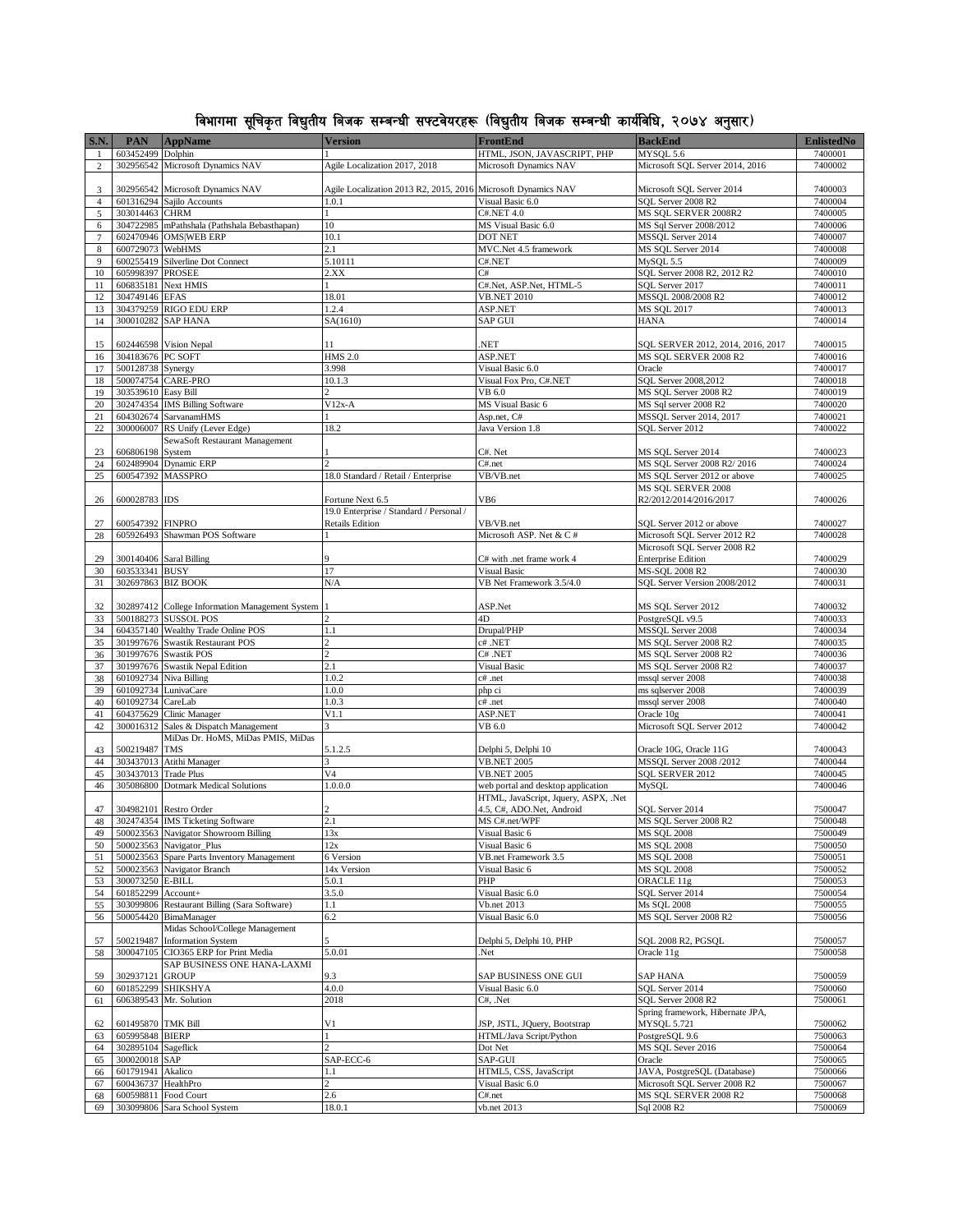# विभागमा सूचिकृत विद्युतीय बिजक सम्बन्धी सफ्टवेयरहरू (विद्युतीय बिजक सम्बन्धी कार्यविधि, २०७४ अनुसार)

| S.N. | PAN | AppName | Version | FrontEnd | BackEnd | EnlistedNo |
|---|---|---|---|---|---|---|
| 1 | 603452499 | Dolphin | 1 | HTML, JSON, JAVASCRIPT, PHP | MYSQL 5.6 | 7400001 |
| 2 | 302956542 | Microsoft Dynamics NAV | Agile Localization 2017, 2018 | Microsoft Dynamics NAV | Microsoft SQL Server 2014, 2016 | 7400002 |
| 3 | 302956542 | Microsoft Dynamics NAV | Agile Localization 2013 R2, 2015, 2016 | Microsoft Dynamics NAV | Microsoft SQL Server 2014 | 7400003 |
| 4 | 601316294 | Sajilo Accounts | 1.0.1 | Visual Basic 6.0 | SQL Server 2008 R2 | 7400004 |
| 5 | 303014463 | CHRM | 1 | C#.NET 4.0 | MS SQL SERVER 2008R2 | 7400005 |
| 6 | 304722985 | mPathshala (Pathshala Bebasthapan) | 10 | MS Visual Basic 6.0 | MS Sql Server 2008/2012 | 7400006 |
| 7 | 602470946 | OMS\|WEB ERP | 10.1 | DOT NET | MSSQL Server 2014 | 7400007 |
| 8 | 600729073 | WebHMS | 2.1 | MVC.Net 4.5 framework | MS SQL Server 2014 | 7400008 |
| 9 | 600255419 | Silverline Dot Connect | 5.10111 | C#.NET | MySQL 5.5 | 7400009 |
| 10 | 605998397 | PROSEE | 2.XX | C# | SQL Server 2008 R2, 2012 R2 | 7400010 |
| 11 | 606835181 | Next HMIS | 1 | C#.Net, ASP.Net, HTML-5 | SQL Server 2017 | 7400011 |
| 12 | 304749146 | EFAS | 18.01 | VB.NET 2010 | MSSQL 2008/2008 R2 | 7400012 |
| 13 | 304379259 | RIGO EDU ERP | 1.2.4 | ASP.NET | MS SQL 2017 | 7400013 |
| 14 | 300010282 | SAP HANA | SA(1610) | SAP GUI | HANA | 7400014 |
| 15 | 602446598 | Vision Nepal | 11 | .NET | SQL SERVER 2012, 2014, 2016, 2017 | 7400015 |
| 16 | 304183676 | PC SOFT | HMS 2.0 | ASP.NET | MS SQL SERVER 2008 R2 | 7400016 |
| 17 | 500128738 | Synergy | 3.998 | Visual Basic 6.0 | Oracle | 7400017 |
| 18 | 500074754 | CARE-PRO | 10.1.3 | Visual Fox Pro, C#.NET | SQL Server 2008,2012 | 7400018 |
| 19 | 303539610 | Easy Bill | 2 | VB 6.0 | MS SQL Server 2008 R2 | 7400019 |
| 20 | 302474354 | IMS Billing Software | V12x-A | MS Visual Basic 6 | MS Sql server 2008 R2 | 7400020 |
| 21 | 604302674 | SarvanamHMS | 1 | Asp.net, C# | MSSQL Server 2014, 2017 | 7400021 |
| 22 | 300006007 | RS Unify (Lever Edge) | 18.2 | Java Version 1.8 | SQL Server 2012 | 7400022 |
| 23 | 606806198 | SewaSoft Restaurant Management System | 1 | C#. Net | MS SQL Server 2014 | 7400023 |
| 24 | 602489904 | Dynamic ERP | 2 | C#.net | MS SQL Server 2008 R2/ 2016 | 7400024 |
| 25 | 600547392 | MASSPRO | 18.0 Standard / Retail / Enterprise | VB/VB.net | MS SQL Server 2012 or above | 7400025 |
| 26 | 600028783 | IDS | Fortune Next 6.5 | VB6 | MS SQL SERVER 2008 R2/2012/2014/2016/2017 | 7400026 |
| 27 | 600547392 | FINPRO | 19.0 Enterprise / Standard / Personal / Retails Edition | VB/VB.net | SQL Server 2012 or above | 7400027 |
| 28 | 605926493 | Shawman POS Software | 1 | Microsoft ASP. Net & C # | Microsoft SQL Server 2012 R2 | 7400028 |
| 29 | 300140406 | Saral Billing | 9 | C# with .net frame work 4 | Microsoft SQL Server 2008 R2 Enterprise Edition | 7400029 |
| 30 | 603533341 | BUSY | 17 | Visual Basic | MS-SQL 2008 R2 | 7400030 |
| 31 | 302697863 | BIZ BOOK | N/A | VB Net Framework 3.5/4.0 | SQL Server Version 2008/2012 | 7400031 |
| 32 | 302897412 | College Information Management System | 1 | ASP.Net | MS SQL Server 2012 | 7400032 |
| 33 | 500188273 | SUSSOL POS | 2 | 4D | PostgreSQL v9.5 | 7400033 |
| 34 | 604357140 | Wealthy Trade Online POS | 1.1 | Drupal/PHP | MSSQL Server 2008 | 7400034 |
| 35 | 301997676 | Swastik Restaurant POS | 2 | c# .NET | MS SQL Server 2008 R2 | 7400035 |
| 36 | 301997676 | Swastik POS | 2 | C# .NET | MS SQL Server 2008 R2 | 7400036 |
| 37 | 301997676 | Swastik Nepal Edition | 2.1 | Visual Basic | MS SQL Server 2008 R2 | 7400037 |
| 38 | 601092734 | Niva Billing | 1.0.2 | c# .net | mssql server 2008 | 7400038 |
| 39 | 601092734 | LunivaCare | 1.0.0 | php ci | ms sqlserver 2008 | 7400039 |
| 40 | 601092734 | CareLab | 1.0.3 | c# .net | mssql server 2008 | 7400040 |
| 41 | 604375629 | Clinic Manager | V1.1 | ASP.NET | Oracle 10g | 7400041 |
| 42 | 300016312 | Sales & Dispatch Management | 3 | VB 6.0 | Microsoft SQL Server 2012 | 7400042 |
| 43 | 500219487 | MiDas Dr. HoMS, MiDas PMIS, MiDas TMS | 5.1.2.5 | Delphi 5, Delphi 10 | Oracle 10G, Oracle 11G | 7400043 |
| 44 | 303437013 | Atithi Manager | 3 | VB.NET 2005 | MSSQL Server 2008 /2012 | 7400044 |
| 45 | 303437013 | Trade Plus | V4 | VB.NET 2005 | SQL SERVER 2012 | 7400045 |
| 46 | 305086800 | Dotmark Medical Solutions | 1.0.0.0 | web portal and desktop application | MySQL | 7400046 |
| 47 | 304982101 | Restro Order | 2 | HTML, JavaScript, Jquery, ASPX, .Net 4.5, C#, ADO.Net, Android | SQL Server 2014 | 7500047 |
| 48 | 302474354 | IMS Ticketing Software | 2.1 | MS C#.net/WPF | MS SQL Server 2008 R2 | 7500048 |
| 49 | 500023563 | Navigator Showroom Billing | 13x | Visual Basic 6 | MS SQL 2008 | 7500049 |
| 50 | 500023563 | Navigator_Plus | 12x | Visual Basic 6 | MS SQL 2008 | 7500050 |
| 51 | 500023563 | Spare Parts Inventory Management | 6 Version | VB.net Framework 3.5 | MS SQL 2008 | 7500051 |
| 52 | 500023563 | Navigator Branch | 14x Version | Visual Basic 6 | MS SQL 2008 | 7500052 |
| 53 | 300073250 | E-BILL | 5.0.1 | PHP | ORACLE 11g | 7500053 |
| 54 | 601852299 | Account+ | 3.5.0 | Visual Basic 6.0 | SQL Server 2014 | 7500054 |
| 55 | 303099806 | Restaurant Billing (Sara Software) | 1.1 | Vb.net 2013 | Ms SQL 2008 | 7500055 |
| 56 | 500054420 | BimaManager | 6.2 | Visual Basic 6.0 | MS SQL Server 2008 R2 | 7500056 |
| 57 | 500219487 | Midas School/College Management Information System | 5 | Delphi 5, Delphi 10, PHP | SQL 2008 R2, PGSQL | 7500057 |
| 58 | 300047105 | CIO365 ERP for Print Media | 5.0.01 | .Net | Oracle 11g | 7500058 |
| 59 | 302937121 | SAP BUSINESS ONE HANA-LAXMI GROUP | 9.3 | SAP BUSINESS ONE GUI | SAP HANA | 7500059 |
| 60 | 601852299 | SHIKSHYA | 4.0.0 | Visual Basic 6.0 | SQL Server 2014 | 7500060 |
| 61 | 606389543 | Mr. Solution | 2018 | C#, .Net | SQL Server 2008 R2 | 7500061 |
| 62 | 601495870 | TMK Bill | V1 | JSP, JSTL, JQuery, Bootstrap | Spring framework, Hibernate JPA, MYSQL 5.721 | 7500062 |
| 63 | 605995848 | BIERP | 1 | HTML/Java Script/Python | PostgreSQL 9.6 | 7500063 |
| 64 | 302895104 | Sageflick | 2 | Dot Net | MS SQL Sever 2016 | 7500064 |
| 65 | 300020018 | SAP | SAP-ECC-6 | SAP-GUI | Oracle | 7500065 |
| 66 | 601791941 | Akalico | 1.1 | HTML5, CSS, JavaScript | JAVA, PostgreSQL (Database) | 7500066 |
| 67 | 600436737 | HealthPro | 2 | Visual Basic 6.0 | Microsoft SQL Server 2008 R2 | 7500067 |
| 68 | 600598811 | Food Court | 2.6 | C#.net | MS SQL SERVER 2008 R2 | 7500068 |
| 69 | 303099806 | Sara School System | 18.0.1 | vb.net 2013 | Sql 2008 R2 | 7500069 |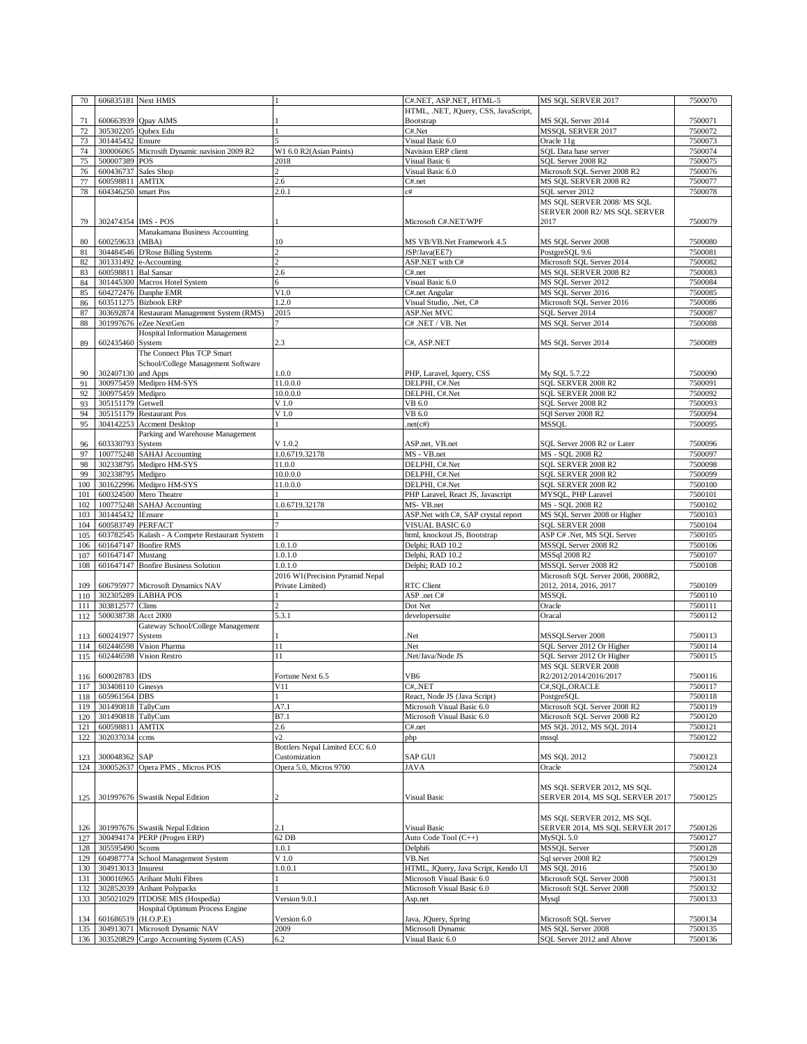| 70 | 606835181 | Next HMIS | 1 | C#.NET, ASP.NET, HTML-5 | MS SQL SERVER 2017 | 7500070 |
|---|---|---|---|---|---|---|
| 71 | 600663939 | Qpay AIMS | 1 | HTML, .NET, JQuery, CSS, JavaScript, Bootstrap | MS SQL Server 2014 | 7500071 |
| 72 | 305302205 | Qubex Edu | 1 | C#.Net | MSSQL SERVER 2017 | 7500072 |
| 73 | 301445432 | Ensure | 5 | Visual Basic 6.0 | Oracle 11g | 7500073 |
| 74 | 300006065 | Microsift Dynamic navision 2009 R2 | W1 6.0 R2(Asian Paints) | Navision ERP client | SQL Data base server | 7500074 |
| 75 | 500007389 | POS | 2018 | Visual Basic 6 | SQL Server 2008 R2 | 7500075 |
| 76 | 600436737 | Sales Shop | 2 | Visual Basic 6.0 | Microsoft SQL Server 2008 R2 | 7500076 |
| 77 | 600598811 | AMTIX | 2.6 | C#.net | MS SQL SERVER 2008 R2 | 7500077 |
| 78 | 604346250 | smart Pos | 2.0.1 | c# | SQL server 2012 | 7500078 |
| 79 | 302474354 | IMS - POS | 1 | Microsoft C#.NET/WPF | MS SQL SERVER 2008/ MS SQL SERVER 2008 R2/ MS SQL SERVER 2017 | 7500079 |
| 80 | 600259633 | Manakamana Business Accounting (MBA) | 10 | MS VB/VB.Net Framework 4.5 | MS SQL Server 2008 | 7500080 |
| 81 | 304484546 | D'Rose Billing Systems | 2 | JSP/Java(EE7) | PostgreSQL 9.6 | 7500081 |
| 82 | 301331492 | e-Accounting | 2 | ASP.NET with C# | Microsoft SQL Server 2014 | 7500082 |
| 83 | 600598811 | Bal Sansar | 2.6 | C#.net | MS SQL SERVER 2008 R2 | 7500083 |
| 84 | 301445300 | Macros Hotel System | 6 | Visual Basic 6.0 | MS SQL Server 2012 | 7500084 |
| 85 | 604272476 | Danphe EMR | V1.0 | C#.net Angular | MS SQL Server 2016 | 7500085 |
| 86 | 603511275 | Bizbook ERP | 1.2.0 | Visual Studio, .Net, C# | Microsoft SQL Server 2016 | 7500086 |
| 87 | 303692874 | Restaurant Management System (RMS) | 2015 | ASP.Net MVC | SQL Server 2014 | 7500087 |
| 88 | 301997676 | eZee NextGen | 7 | C# .NET / VB. Net | MS SQL Server 2014 | 7500088 |
| 89 | 602435460 | Hospital Information Management System | 2.3 | C#, ASP.NET | MS SQL Server 2014 | 7500089 |
| 90 | 302407130 | The Connect Plus TCP Smart School/College Management Software and Apps | 1.0.0 | PHP, Laravel, Jquery, CSS | My SQL 5.7.22 | 7500090 |
| 91 | 300975459 | Medipro HM-SYS | 11.0.0.0 | DELPHI, C#.Net | SQL SERVER 2008 R2 | 7500091 |
| 92 | 300975459 | Medipro | 10.0.0.0 | DELPHI, C#.Net | SQL SERVER 2008 R2 | 7500092 |
| 93 | 305151179 | Getwell | V 1.0 | VB 6.0 | SQL Server 2008 R2 | 7500093 |
| 94 | 305151179 | Restaurant Pos | V 1.0 | VB 6.0 | SQl Server 2008 R2 | 7500094 |
| 95 | 304142253 | Accment Desktop | 1 | .net(c#) | MSSQL | 7500095 |
| 96 | 603330793 | Parking and Warehouse Management System | V 1.0.2 | ASP.net, VB.net | SQL Server 2008 R2 or Later | 7500096 |
| 97 | 100775248 | SAHAJ Accounting | 1.0.6719.32178 | MS - VB.net | MS - SQL 2008 R2 | 7500097 |
| 98 | 302338795 | Medipro HM-SYS | 11.0.0 | DELPHI, C#.Net | SQL SERVER 2008 R2 | 7500098 |
| 99 | 302338795 | Medipro | 10.0.0.0 | DELPHI, C#.Net | SQL SERVER 2008 R2 | 7500099 |
| 100 | 301622996 | Medipro HM-SYS | 11.0.0.0 | DELPHI, C#.Net | SQL SERVER 2008 R2 | 7500100 |
| 101 | 600324500 | Mero Theatre | 1 | PHP Laravel, React JS, Javascript | MYSQL, PHP Laravel | 7500101 |
| 102 | 100775248 | SAHAJ Accounting | 1.0.6719.32178 | MS- VB.net | MS - SQL 2008 R2 | 7500102 |
| 103 | 301445432 | IEnsure | 1 | ASP.Net with C#, SAP crystal report | MS SQL Server 2008 or Higher | 7500103 |
| 104 | 600583749 | PERFACT | 7 | VISUAL BASIC 6.0 | SQL SERVER 2008 | 7500104 |
| 105 | 603782545 | Kalash - A Compete Restaurant System | 1 | html, knockout JS, Bootstrap | ASP C# .Net, MS SQL Server | 7500105 |
| 106 | 601647147 | Bonfire RMS | 1.0.1.0 | Delphi; RAD 10.2 | MSSQL Server 2008 R2 | 7500106 |
| 107 | 601647147 | Mustang | 1.0.1.0 | Delphi, RAD 10.2 | MSSql 2008 R2 | 7500107 |
| 108 | 601647147 | Bonfire Business Solution | 1.0.1.0 | Delphi; RAD 10.2 | MSSQL Server 2008 R2 | 7500108 |
| 109 | 606795977 | Microsoft Dynamics NAV | 2016 W1(Precision Pyramid Nepal Private Limited) | RTC Client | Microsoft SQL Server 2008, 2008R2, 2012, 2014, 2016, 2017 | 7500109 |
| 110 | 302305289 | LABHA POS | 1 | ASP .net C# | MSSQL | 7500110 |
| 111 | 303812577 | Clims | 2 | Dot Net | Oracle | 7500111 |
| 112 | 500038738 | Acct 2000 | 5.3.1 | developersuite | Oracal | 7500112 |
| 113 | 600241977 | Gateway School/College Management System | 1 | .Net | MSSQLServer 2008 | 7500113 |
| 114 | 602446598 | Vision Pharma | 11 | .Net | SQL Server 2012 Or Higher | 7500114 |
| 115 | 602446598 | Vision Restro | 11 | .Net/Java/Node JS | SQL Server 2012 Or Higher | 7500115 |
| 116 | 600028783 | IDS | Fortune Next 6.5 | VB6 | MS SQL SERVER 2008 R2/2012/2014/2016/2017 | 7500116 |
| 117 | 303408110 | Ginesys | V11 | C#,.NET | C#,SQL,ORACLE | 7500117 |
| 118 | 605961564 | DBS | 1 | React, Node JS (Java Script) | PostgreSQL | 7500118 |
| 119 | 301490818 | TallyCum | A7.1 | Microsoft Visual Basic 6.0 | Microsoft SQL Server 2008 R2 | 7500119 |
| 120 | 301490818 | TallyCum | B7.1 | Microsoft Visual Basic 6.0 | Microsoft SQL Server 2008 R2 | 7500120 |
| 121 | 600598811 | AMTIX | 2.6 | C#.net | MS SQL 2012, MS SQL 2014 | 7500121 |
| 122 | 302037034 | ccms | v2 | php | mssql | 7500122 |
| 123 | 300048362 | SAP | Bottlers Nepal Limited ECC 6.0 Customization | SAP GUI | MS SQL 2012 | 7500123 |
| 124 | 300052637 | Opera PMS , Micros POS | Opera 5.0, Micros 9700 | JAVA | Oracle | 7500124 |
| 125 | 301997676 | Swastik Nepal Edition | 2 | Visual Basic | MS SQL SERVER 2012, MS SQL SERVER 2014, MS SQL SERVER 2017 | 7500125 |
| 126 | 301997676 | Swastik Nepal Edition | 2.1 | Visual Basic | MS SQL SERVER 2012, MS SQL SERVER 2014, MS SQL SERVER 2017 | 7500126 |
| 127 | 300494174 | PERP (Progen ERP) | 62 DB | Auto Code Tool (C++) | MySQL 5.0 | 7500127 |
| 128 | 305595490 | Scoms | 1.0.1 | Delphi6 | MSSQL Server | 7500128 |
| 129 | 604987774 | School Management System | V 1.0 | VB.Net | Sql server 2008 R2 | 7500129 |
| 130 | 304913013 | Insurest | 1.0.0.1 | HTML, JQuery, Java Script, Kendo UI | MS SQL 2016 | 7500130 |
| 131 | 300016965 | Arihant Multi Fibres | 1 | Microsoft Visual Basic 6.0 | Microsoft SQL Server 2008 | 7500131 |
| 132 | 302852039 | Arihant Polypacks | 1 | Microsoft Visual Basic 6.0 | Microsoft SQL Server 2008 | 7500132 |
| 133 | 305021029 | ITDOSE MIS (Hospedia) | Version 9.0.1 | Asp.net | Mysql | 7500133 |
| 134 | 601686519 | Hospital Optimum Process Engine (H.O.P.E) | Version 6.0 | Java, JQuery, Spring | Microsoft SQL Server | 7500134 |
| 135 | 304913071 | Microsoft Dynamic NAV | 2009 | Microsoft Dynamic | MS SQL Server 2008 | 7500135 |
| 136 | 303520829 | Cargo Accounting System (CAS) | 6.2 | Visual Basic 6.0 | SQL Server 2012 and Above | 7500136 |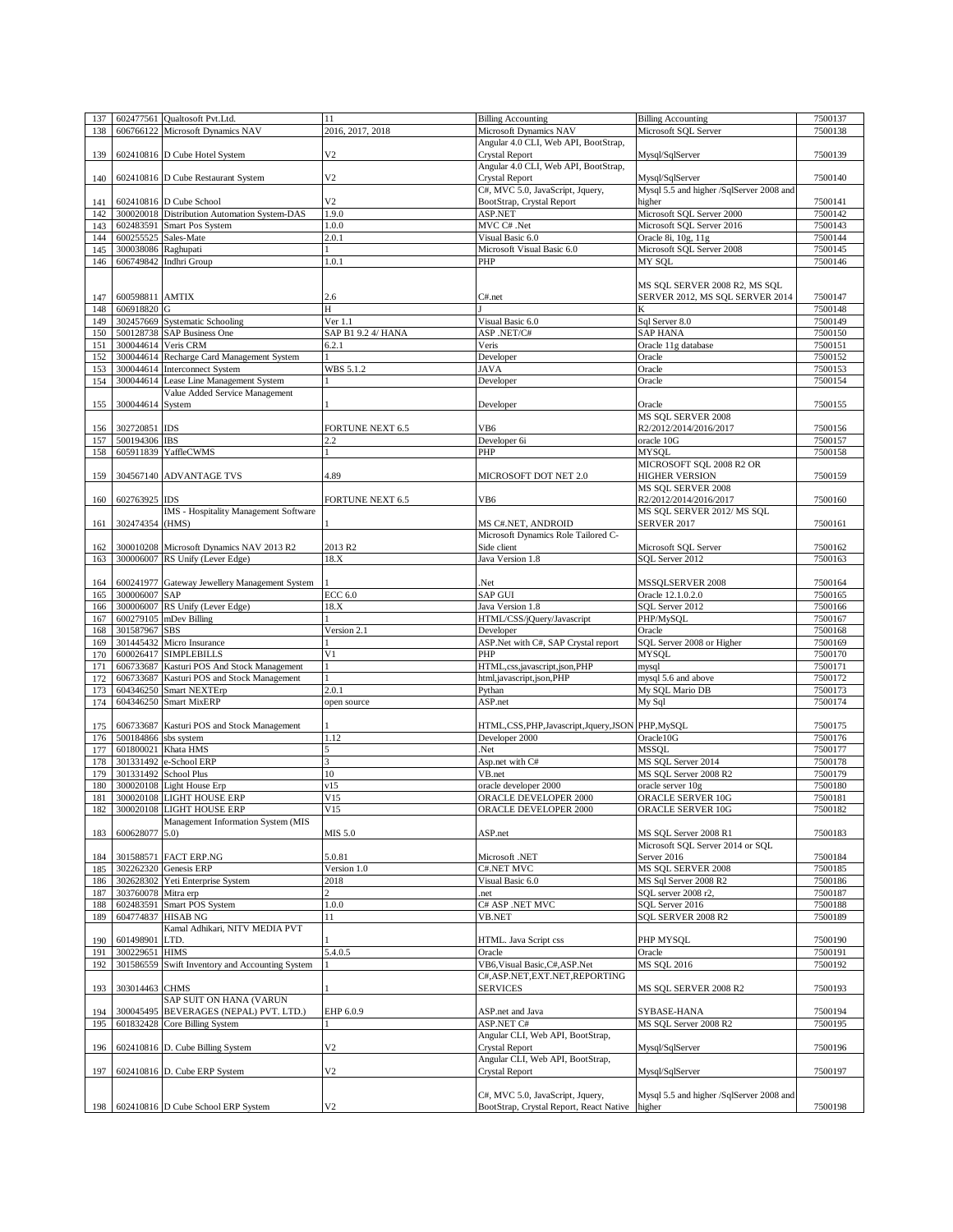| 137 | 602477561 | Qualtosoft Pvt.Ltd. | 11 | Billing Accounting | Billing Accounting | 7500137 |
|---|---|---|---|---|---|---|
| 138 | 606766122 | Microsoft Dynamics NAV | 2016, 2017, 2018 | Microsoft Dynamics NAV | Microsoft SQL Server | 7500138 |
| 139 | 602410816 | D Cube Hotel System | V2 | Angular 4.0 CLI, Web API, BootStrap, Crystal Report | Mysql/SqlServer | 7500139 |
| 140 | 602410816 | D Cube Restaurant System | V2 | Angular 4.0 CLI, Web API, BootStrap, Crystal Report | Mysql/SqlServer | 7500140 |
| 141 | 602410816 | D Cube School | V2 | C#, MVC 5.0, JavaScript, Jquery, BootStrap, Crystal Report | Mysql 5.5 and higher /SqlServer 2008 and higher | 7500141 |
| 142 | 300020018 | Distribution Automation System-DAS | 1.9.0 | ASP.NET | Microsoft SQL Server 2000 | 7500142 |
| 143 | 602483591 | Smart Pos System | 1.0.0 | MVC C# .Net | Microsoft SQL Server 2016 | 7500143 |
| 144 | 600255525 | Sales-Mate | 2.0.1 | Visual Basic 6.0 | Oracle 8i, 10g, 11g | 7500144 |
| 145 | 300038086 | Raghupati | 1 | Microsoft Visual Basic 6.0 | Microsoft SQL Server 2008 | 7500145 |
| 146 | 606749842 | Indhri Group | 1.0.1 | PHP | MY SQL | 7500146 |
| 147 | 600598811 | AMTIX | 2.6 | C#.net | MS SQL SERVER 2008 R2, MS SQL SERVER 2012, MS SQL SERVER 2014 | 7500147 |
| 148 | 606918820 | G | H | J | K | 7500148 |
| 149 | 302457669 | Systematic Schooling | Ver 1.1 | Visual Basic 6.0 | Sql Server 8.0 | 7500149 |
| 150 | 500128738 | SAP Business One | SAP B1 9.2 4/ HANA | ASP .NET/C# | SAP HANA | 7500150 |
| 151 | 300044614 | Veris CRM | 6.2.1 | Veris | Oracle 11g database | 7500151 |
| 152 | 300044614 | Recharge Card Management System | 1 | Developer | Oracle | 7500152 |
| 153 | 300044614 | Interconnect System | WBS 5.1.2 | JAVA | Oracle | 7500153 |
| 154 | 300044614 | Lease Line Management System | 1 | Developer | Oracle | 7500154 |
| 155 | 300044614 | Value Added Service Management System | 1 | Developer | Oracle | 7500155 |
| 156 | 302720851 | IDS | FORTUNE NEXT 6.5 | VB6 | MS SQL SERVER 2008 R2/2012/2014/2016/2017 | 7500156 |
| 157 | 500194306 | IBS | 2.2 | Developer 6i | oracle 10G | 7500157 |
| 158 | 605911839 | YaffleCWMS | 1 | PHP | MYSQL | 7500158 |
| 159 | 304567140 | ADVANTAGE TVS | 4.89 | MICROSOFT DOT NET 2.0 | MICROSOFT SQL 2008 R2 OR HIGHER VERSION | 7500159 |
| 160 | 602763925 | IDS | FORTUNE NEXT 6.5 | VB6 | MS SQL SERVER 2008 R2/2012/2014/2016/2017 | 7500160 |
| 161 | 302474354 | IMS - Hospitality Management Software (HMS) | 1 | MS C#.NET, ANDROID | MS SQL SERVER 2012/ MS SQL SERVER 2017 | 7500161 |
| 162 | 300010208 | Microsoft Dynamics NAV 2013 R2 | 2013 R2 | Microsoft Dynamics Role Tailored C-Side client | Microsoft SQL Server | 7500162 |
| 163 | 300006007 | RS Unify (Lever Edge) | 18.X | Java Version 1.8 | SQL Server 2012 | 7500163 |
| 164 | 600241977 | Gateway Jewellery Management System | 1 | .Net | MSSQLSERVER 2008 | 7500164 |
| 165 | 300006007 | SAP | ECC 6.0 | SAP GUI | Oracle 12.1.0.2.0 | 7500165 |
| 166 | 300006007 | RS Unify (Lever Edge) | 18.X | Java Version 1.8 | SQL Server 2012 | 7500166 |
| 167 | 600279105 | mDev Billing | 1 | HTML/CSS/jQuery/Javascript | PHP/MySQL | 7500167 |
| 168 | 301587967 | SBS | Version 2.1 | Developer | Oracle | 7500168 |
| 169 | 301445432 | Micro Insurance | 1 | ASP.Net with C#, SAP Crystal report | SQL Server 2008 or Higher | 7500169 |
| 170 | 600026417 | SIMPLEBILLS | V1 | PHP | MYSQL | 7500170 |
| 171 | 606733687 | Kasturi POS And Stock Management | 1 | HTML,css,javascript,json,PHP | mysql | 7500171 |
| 172 | 606733687 | Kasturi POS and Stock Management | 1 | html,javascript,json,PHP | mysql 5.6 and above | 7500172 |
| 173 | 604346250 | Smart NEXTErp | 2.0.1 | Pythan | My SQL Mario DB | 7500173 |
| 174 | 604346250 | Smart MixERP | open source | ASP.net | My Sql | 7500174 |
| 175 | 606733687 | Kasturi POS and Stock Management | 1 | HTML,CSS,PHP,Javascript,Jquery,JSON | PHP,MySQL | 7500175 |
| 176 | 500184866 | sbs system | 1.12 | Developer 2000 | Oracle10G | 7500176 |
| 177 | 601800021 | Khata HMS | 5 | .Net | MSSQL | 7500177 |
| 178 | 301331492 | e-School ERP | 3 | Asp.net with C# | MS SQL Server 2014 | 7500178 |
| 179 | 301331492 | School Plus | 10 | VB.net | MS SQL Server 2008 R2 | 7500179 |
| 180 | 300020108 | Light House Erp | v15 | oracle developer 2000 | oracle server 10g | 7500180 |
| 181 | 300020108 | LIGHT HOUSE ERP | V15 | ORACLE DEVELOPER 2000 | ORACLE SERVER 10G | 7500181 |
| 182 | 300020108 | LIGHT HOUSE ERP | V15 | ORACLE DEVELOPER 2000 | ORACLE SERVER 10G | 7500182 |
| 183 | 600628077 | Management Information System (MIS 5.0) | MIS 5.0 | ASP.net | MS SQL Server 2008 R1 | 7500183 |
| 184 | 301588571 | FACT ERP.NG | 5.0.81 | Microsoft .NET | Microsoft SQL Server 2014 or SQL Server 2016 | 7500184 |
| 185 | 302262320 | Genesis ERP | Version 1.0 | C#.NET MVC | MS SQL SERVER 2008 | 7500185 |
| 186 | 302628302 | Yeti Enterprise System | 2018 | Visual Basic 6.0 | MS Sql Server 2008 R2 | 7500186 |
| 187 | 303760078 | Mitra erp | 2 | .net | SQL server 2008 r2, | 7500187 |
| 188 | 602483591 | Smart POS System | 1.0.0 | C# ASP .NET MVC | SQL Server 2016 | 7500188 |
| 189 | 604774837 | HISAB NG | 11 | VB.NET | SQL SERVER 2008 R2 | 7500189 |
| 190 | 601498901 | Kamal Adhikari, NITV MEDIA PVT LTD. | 1 | HTML. Java Script css | PHP MYSQL | 7500190 |
| 191 | 300229651 | HIMS | 5.4.0.5 | Oracle | Oracle | 7500191 |
| 192 | 301586559 | Swift Inventory and Accounting System | 1 | VB6,Visual Basic,C#,ASP.Net | MS SQL 2016 | 7500192 |
| 193 | 303014463 | CHMS | 1 | C#,ASP.NET,EXT.NET,REPORTING SERVICES | MS SQL SERVER 2008 R2 | 7500193 |
| 194 | 300045495 | SAP SUIT ON HANA (VARUN BEVERAGES (NEPAL) PVT. LTD.) | EHP 6.0.9 | ASP.net and Java | SYBASE-HANA | 7500194 |
| 195 | 601832428 | Core Billing System | 1 | ASP.NET C# | MS SQL Server 2008 R2 | 7500195 |
| 196 | 602410816 | D. Cube Billing System | V2 | Angular CLI, Web API, BootStrap, Crystal Report | Mysql/SqlServer | 7500196 |
| 197 | 602410816 | D. Cube ERP System | V2 | Angular CLI, Web API, BootStrap, Crystal Report | Mysql/SqlServer | 7500197 |
| 198 | 602410816 | D Cube School ERP System | V2 | C#, MVC 5.0, JavaScript, Jquery, BootStrap, Crystal Report, React Native | Mysql 5.5 and higher /SqlServer 2008 and higher | 7500198 |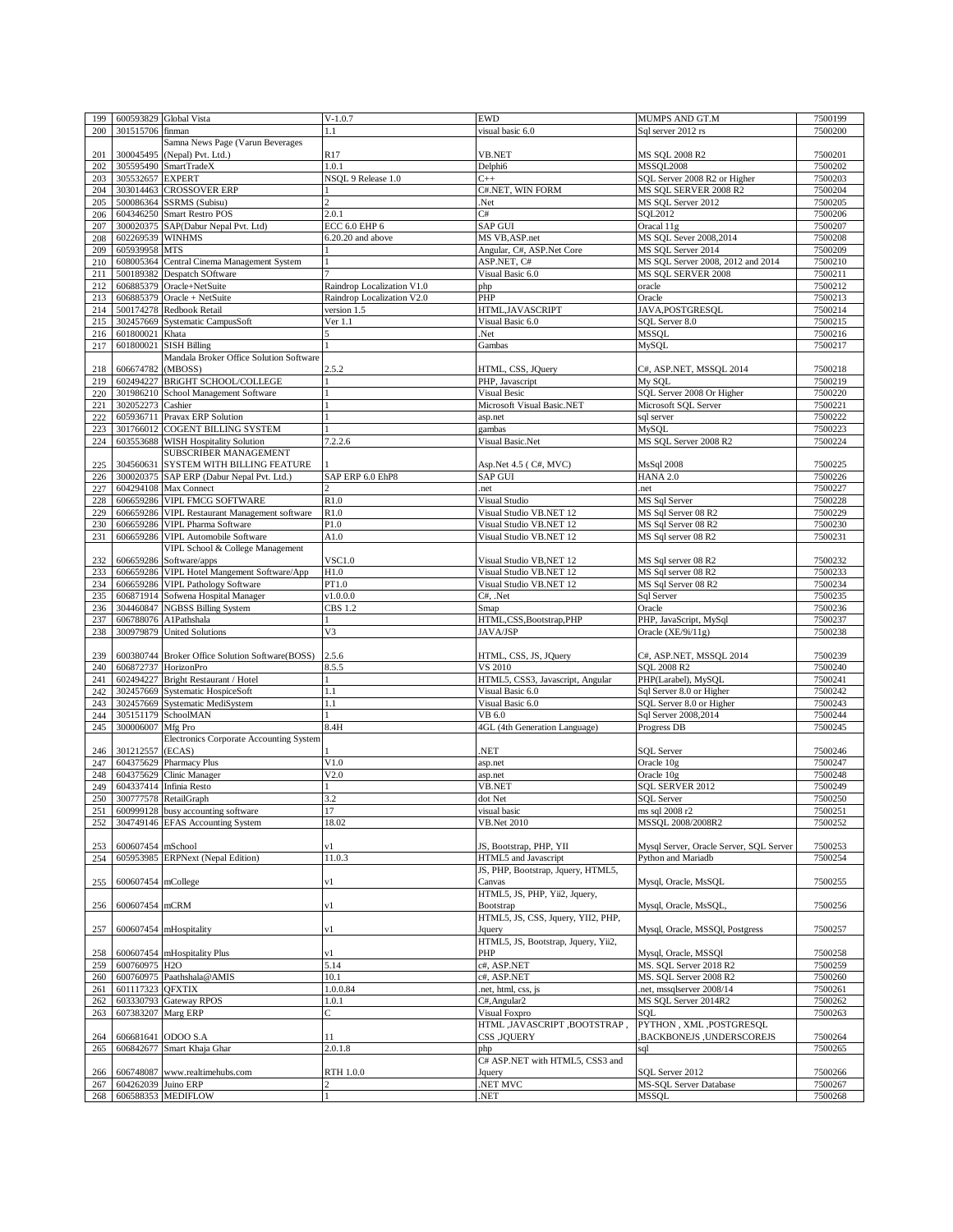| | | | | | | |
|---|---|---|---|---|---|---|
| 199 | 600593829 | Global Vista | V-1.0.7 | EWD | MUMPS AND GT.M | 7500199 |
| 200 | 301515706 | finman | 1.1 | visual basic 6.0 | Sql server 2012 rs | 7500200 |
| 201 | 300045495 | Samna News Page (Varun Beverages (Nepal) Pvt. Ltd.) | R17 | VB.NET | MS SQL 2008 R2 | 7500201 |
| 202 | 305595490 | SmartTradeX | 1.0.1 | Delphi6 | MSSQL2008 | 7500202 |
| 203 | 305532657 | EXPERT | NSQL 9 Release 1.0 | C++ | SQL Server 2008 R2 or Higher | 7500203 |
| 204 | 303014463 | CROSSOVER ERP | 1 | C#.NET, WIN FORM | MS SQL SERVER 2008 R2 | 7500204 |
| 205 | 500086364 | SSRMS (Subisu) | 2 | .Net | MS SQL Server 2012 | 7500205 |
| 206 | 604346250 | Smart Restro POS | 2.0.1 | C# | SQL2012 | 7500206 |
| 207 | 300020375 | SAP(Dabur Nepal Pvt. Ltd) | ECC 6.0 EHP 6 | SAP GUI | Oracal 11g | 7500207 |
| 208 | 602269539 | WINHMS | 6.20.20 and above | MS VB,ASP.net | MS SQL Sever 2008,2014 | 7500208 |
| 209 | 605939958 | MTS | 1 | Angular, C#, ASP.Net Core | MS SQL Server 2014 | 7500209 |
| 210 | 608005364 | Central Cinema Management System | 1 | ASP.NET, C# | MS SQL Server 2008, 2012 and 2014 | 7500210 |
| 211 | 500189382 | Despatch SOftware | 7 | Visual Basic 6.0 | MS SQL SERVER 2008 | 7500211 |
| 212 | 606885379 | Oracle+NetSuite | Raindrop Localization V1.0 | php | oracle | 7500212 |
| 213 | 606885379 | Oracle + NetSuite | Raindrop Localization V2.0 | PHP | Oracle | 7500213 |
| 214 | 500174278 | Redbook Retail | version 1.5 | HTML,JAVASCRIPT | JAVA,POSTGRESQL | 7500214 |
| 215 | 302457669 | Systematic CampusSoft | Ver 1.1 | Visual Basic 6.0 | SQL Server 8.0 | 7500215 |
| 216 | 601800021 | Khata | 5 | .Net | MSSQL | 7500216 |
| 217 | 601800021 | SISH Billing | 1 | Gambas | MySQL | 7500217 |
| 218 | 606674782 | Mandala Broker Office Solution Software (MBOSS) | 2.5.2 | HTML, CSS, JQuery | C#, ASP.NET, MSSQL 2014 | 7500218 |
| 219 | 602494227 | BRiGHT SCHOOL/COLLEGE | 1 | PHP, Javascript | My SQL | 7500219 |
| 220 | 301986210 | School Management Software | 1 | Visual Besic | SQL Server 2008 Or Higher | 7500220 |
| 221 | 302052273 | Cashier | 1 | Microsoft Visual Basic.NET | Microsoft SQL Server | 7500221 |
| 222 | 605936711 | Pravax ERP Solution | 1 | asp.net | sql server | 7500222 |
| 223 | 301766012 | COGENT BILLING SYSTEM | 1 | gambas | MySQL | 7500223 |
| 224 | 603553688 | WISH Hospitality Solution | 7.2.2.6 | Visual Basic.Net | MS SQL Server 2008 R2 | 7500224 |
| 225 | 304560631 | SUBSCRIBER MANAGEMENT SYSTEM WITH BILLING FEATURE | 1 | Asp.Net 4.5 ( C#, MVC) | MsSql 2008 | 7500225 |
| 226 | 300020375 | SAP ERP (Dabur Nepal Pvt. Ltd.) | SAP ERP 6.0 EhP8 | SAP GUI | HANA 2.0 | 7500226 |
| 227 | 604294108 | Max Connect | 2 | .net | .net | 7500227 |
| 228 | 606659286 | VIPL FMCG SOFTWARE | R1.0 | Visual Studio | MS Sql Server | 7500228 |
| 229 | 606659286 | VIPL Restaurant Management software | R1.0 | Visual Studio VB.NET 12 | MS Sql Server 08 R2 | 7500229 |
| 230 | 606659286 | VIPL Pharma Software | P1.0 | Visual Studio VB.NET 12 | MS Sql Server 08 R2 | 7500230 |
| 231 | 606659286 | VIPL Automobile Software | A1.0 | Visual Studio VB.NET 12 | MS Sql server 08 R2 | 7500231 |
| 232 | 606659286 | VIPL School & College Management Software/apps | VSC1.0 | Visual Studio VB,NET 12 | MS Sql server 08 R2 | 7500232 |
| 233 | 606659286 | VIPL Hotel Mangement Software/App | H1.0 | Visual Studio VB.NET 12 | MS Sql server 08 R2 | 7500233 |
| 234 | 606659286 | VIPL Pathology Software | PT1.0 | Visual Studio VB.NET 12 | MS Sql Server 08 R2 | 7500234 |
| 235 | 606871914 | Sofwena Hospital Manager | v1.0.0.0 | C#, .Net | Sql Server | 7500235 |
| 236 | 304460847 | NGBSS Billing System | CBS 1.2 | Smap | Oracle | 7500236 |
| 237 | 606788076 | A1Pathshala | 1 | HTML,CSS,Bootstrap,PHP | PHP, JavaScript, MySql | 7500237 |
| 238 | 300979879 | United Solutions | V3 | JAVA/JSP | Oracle (XE/9i/11g) | 7500238 |
| 239 | 600380744 | Broker Office Solution Software(BOSS) | 2.5.6 | HTML, CSS, JS, JQuery | C#, ASP.NET, MSSQL 2014 | 7500239 |
| 240 | 606872737 | HorizonPro | 8.5.5 | VS 2010 | SQL 2008 R2 | 7500240 |
| 241 | 602494227 | Bright Restaurant / Hotel | 1 | HTML5, CSS3, Javascript, Angular | PHP(Larabel), MySQL | 7500241 |
| 242 | 302457669 | Systematic HospiceSoft | 1.1 | Visual Basic 6.0 | Sql Server 8.0 or Higher | 7500242 |
| 243 | 302457669 | Systematic MediSystem | 1.1 | Visual Basic 6.0 | SQL Server 8.0 or Higher | 7500243 |
| 244 | 305151179 | SchoolMAN | 1 | VB 6.0 | Sql Server 2008,2014 | 7500244 |
| 245 | 300006007 | Mfg Pro | 8.4H | 4GL (4th Generation Language) | Progress DB | 7500245 |
| 246 | 301212557 | Electronics Corporate Accounting System (ECAS) | 1 | .NET | SQL Server | 7500246 |
| 247 | 604375629 | Pharmacy Plus | V1.0 | asp.net | Oracle 10g | 7500247 |
| 248 | 604375629 | Clinic Manager | V2.0 | asp.net | Oracle 10g | 7500248 |
| 249 | 604337414 | Infinia Resto | 1 | VB.NET | SQL SERVER 2012 | 7500249 |
| 250 | 300777578 | RetailGraph | 3.2 | dot Net | SQL Server | 7500250 |
| 251 | 600999128 | busy accounting software | 17 | visual basic | ms sql 2008 r2 | 7500251 |
| 252 | 304749146 | EFAS Accounting System | 18.02 | VB.Net 2010 | MSSQL 2008/2008R2 | 7500252 |
| 253 | 600607454 | mSchool | v1 | JS, Bootstrap, PHP, YII | Mysql Server, Oracle Server, SQL Server | 7500253 |
| 254 | 605953985 | ERPNext (Nepal Edition) | 11.0.3 | HTML5 and Javascript | Python and Mariadb | 7500254 |
| 255 | 600607454 | mCollege | v1 | JS, PHP, Bootstrap, Jquery, HTML5, Canvas | Mysql, Oracle, MsSQL | 7500255 |
| 256 | 600607454 | mCRM | v1 | HTML5, JS, PHP, Yii2, Jquery, Bootstrap | Mysql, Oracle, MsSQL, | 7500256 |
| 257 | 600607454 | mHospitality | v1 | HTML5, JS, CSS, Jquery, YII2, PHP, Jquery | Mysql, Oracle, MSSQl, Postgress | 7500257 |
| 258 | 600607454 | mHospitality Plus | v1 | HTML5, JS, Bootstrap, Jquery, Yii2, PHP | Mysql, Oracle, MSSQl | 7500258 |
| 259 | 600760975 | H2O | 5.14 | c#, ASP.NET | MS. SQL Server 2018 R2 | 7500259 |
| 260 | 600760975 | Paathshala@AMIS | 10.1 | c#, ASP.NET | MS. SQL Server 2008 R2 | 7500260 |
| 261 | 601117323 | QFXTIX | 1.0.0.84 | .net, html, css, js | .net, mssqlserver 2008/14 | 7500261 |
| 262 | 603330793 | Gateway RPOS | 1.0.1 | C#,Angular2 | MS SQL Server 2014R2 | 7500262 |
| 263 | 607383207 | Marg ERP | C | Visual Foxpro | SQL | 7500263 |
| 264 | 606681641 | ODOO S.A | 11 | HTML ,JAVASCRIPT ,BOOTSTRAP , CSS ,JQUERY | PYTHON , XML ,POSTGRESQL ,BACKBONEJS ,UNDERSCOREJS | 7500264 |
| 265 | 606842677 | Smart Khaja Ghar | 2.0.1.8 | php | sql | 7500265 |
| 266 | 606748087 | www.realtimehubs.com | RTH 1.0.0 | C# ASP.NET with HTML5, CSS3 and Jquery | SQL Server 2012 | 7500266 |
| 267 | 604262039 | Juino ERP | 2 | .NET MVC | MS-SQL Server Database | 7500267 |
| 268 | 606588353 | MEDIFLOW | 1 | .NET | MSSQL | 7500268 |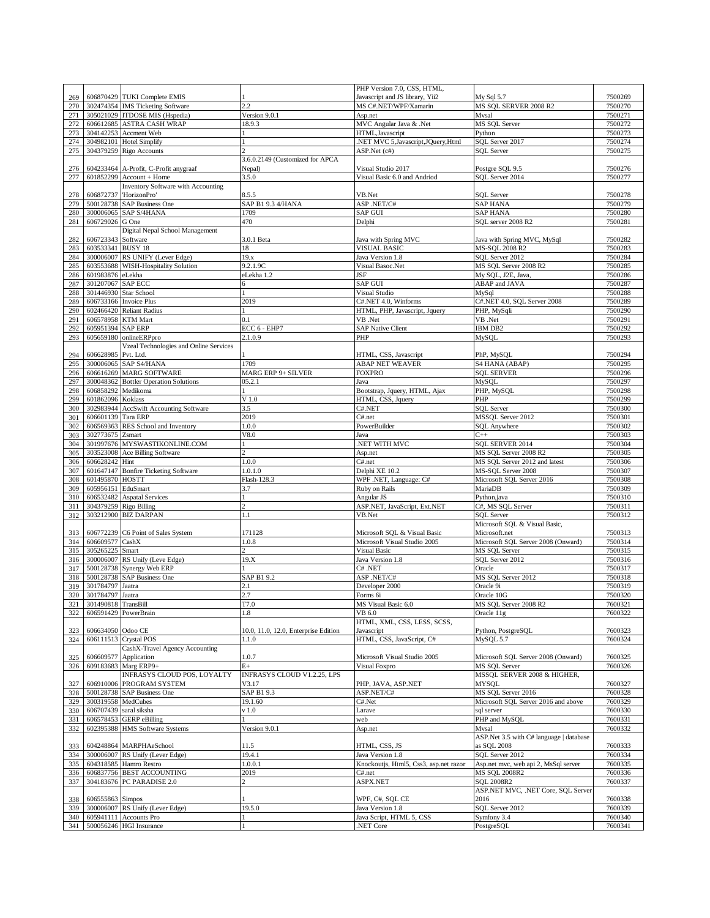| | | | | | | |
|---|---|---|---|---|---|---|
| 269 | 606870429 | TUKI Complete EMIS | 1 | PHP Version 7.0, CSS, HTML, Javascript and JS library, Yii2 | My Sql 5.7 | 7500269 |
| 270 | 302474354 | IMS Ticketing Software | 2.2 | MS C#.NET/WPF/Xamarin | MS SQL SERVER 2008 R2 | 7500270 |
| 271 | 305021029 | ITDOSE MIS (Hspedia) | Version 9.0.1 | Asp.net | Mysal | 7500271 |
| 272 | 606612685 | ASTRA CASH WRAP | 18.9.3 | MVC Angular Java & .Net | MS SQL Server | 7500272 |
| 273 | 304142253 | Accment Web | 1 | HTML,Javascript | Python | 7500273 |
| 274 | 304982101 | Hotel Simplify | 1 | .NET MVC 5,Javascript,JQuery,Html | SQL Server 2017 | 7500274 |
| 275 | 304379259 | Rigo Accounts | 2 | ASP.Net (c#) | SQL Server | 7500275 |
| 276 | 604233464 | A-Profit, C-Profit anygraaf | 3.6.0.2149 (Customized for APCA Nepal) | Visual Studio 2017 | Postgre SQL 9.5 | 7500276 |
| 277 | 601852299 | Account + Home | 3.5.0 | Visual Basic 6.0 and Andriod | SQL Server 2014 | 7500277 |
| 278 | 606872737 | Inventory Software with Accounting 'HorizonPro' | 8.5.5 | VB.Net | SQL Server | 7500278 |
| 279 | 500128738 | SAP Business One | SAP B1 9.3 4/HANA | ASP .NET/C# | SAP HANA | 7500279 |
| 280 | 300006065 | SAP S/4HANA | 1709 | SAP GUI | SAP HANA | 7500280 |
| 281 | 606729026 | G One | 470 | Delphi | SQL server 2008 R2 | 7500281 |
| 282 | 606723343 | Digital Nepal School Management Software | 3.0.1 Beta | Java with Spring MVC | Java with Spring MVC, MySql | 7500282 |
| 283 | 603533341 | BUSY 18 | 18 | VISUAL BASIC | MS-SQL 2008 R2 | 7500283 |
| 284 | 300006007 | RS UNIFY (Lever Edge) | 19.x | Java Version 1.8 | SQL Server 2012 | 7500284 |
| 285 | 603553688 | WISH-Hospitality Solution | 9.2.1.9C | Visual Basoc.Net | MS SQL Server 2008 R2 | 7500285 |
| 286 | 601983876 | eLekha | eLekha 1.2 | JSF | My SQL, J2E, Java, | 7500286 |
| 287 | 301207067 | SAP ECC | 6 | SAP GUI | ABAP and JAVA | 7500287 |
| 288 | 301446930 | Star School | 1 | Visual Studio | MySql | 7500288 |
| 289 | 606733166 | Invoice Plus | 2019 | C#.NET 4.0, Winforms | C#.NET 4.0, SQL Server 2008 | 7500289 |
| 290 | 602466420 | Reliant Radius | 1 | HTML, PHP, Javascript, Jquery | PHP, MySqli | 7500290 |
| 291 | 606578958 | KTM Mart | 0.1 | VB .Net | VB .Net | 7500291 |
| 292 | 605951394 | SAP ERP | ECC 6 - EHP7 | SAP Native Client | IBM DB2 | 7500292 |
| 293 | 605659180 | onlineERPpro | 2.1.0.9 | PHP | MySQL | 7500293 |
| 294 | 606628985 | Vzeal Technologies and Online Services Pvt. Ltd. | 1 | HTML, CSS, Javascript | PhP, MySQL | 7500294 |
| 295 | 300006065 | SAP S4/HANA | 1709 | ABAP NET WEAVER | S4 HANA (ABAP) | 7500295 |
| 296 | 606616269 | MARG SOFTWARE | MARG ERP 9+ SILVER | FOXPRO | SQL SERVER | 7500296 |
| 297 | 300048362 | Bottler Operation Solutions | 05.2.1 | Java | MySQL | 7500297 |
| 298 | 606858292 | Medikoma | 1 | Bootstrap, Jquery, HTML, Ajax | PHP, MySQL | 7500298 |
| 299 | 601862096 | Koklass | V 1.0 | HTML, CSS, Jquery | PHP | 7500299 |
| 300 | 302983944 | AccSwift Accounting Software | 3.5 | C#.NET | SQL Server | 7500300 |
| 301 | 606601139 | Tara ERP | 2019 | C#.net | MSSQL Server 2012 | 7500301 |
| 302 | 606569363 | RES School and Inventory | 1.0.0 | PowerBuilder | SQL Anywhere | 7500302 |
| 303 | 302773675 | Zsmart | V8.0 | Java | C++ | 7500303 |
| 304 | 301997676 | MYSWASTIKONLINE.COM | 1 | .NET WITH MVC | SQL SERVER 2014 | 7500304 |
| 305 | 303523008 | Ace Billing Software | 2 | Asp.net | MS SQL Server 2008 R2 | 7500305 |
| 306 | 606628242 | Hint | 1.0.0 | C#.net | MS SQL Server 2012 and latest | 7500306 |
| 307 | 601647147 | Bonfire Ticketing Software | 1.0.1.0 | Delphi XE 10.2 | MS-SQL Server 2008 | 7500307 |
| 308 | 601495870 | HOSTT | Flash-128.3 | WPF .NET, Language: C# | Microsoft SQL Server 2016 | 7500308 |
| 309 | 605956151 | EduSmart | 3.7 | Ruby on Rails | MariaDB | 7500309 |
| 310 | 606532482 | Aspatal Services | 1 | Angular JS | Python,java | 7500310 |
| 311 | 304379259 | Rigo Billing | 2 | ASP.NET, JavaScript, Ext.NET | C#, MS SQL Server | 7500311 |
| 312 | 303212900 | BIZ DARPAN | 1.1 | VB.Net | SQL Server | 7500312 |
| 313 | 606772239 | C6 Point of Sales System | 171128 | Microsoft SQL & Visual Basic | Microsoft SQL & Visual Basic, Microsoft.net | 7500313 |
| 314 | 606609577 | CashX | 1.0.8 | Microsoft Visual Studio 2005 | Microsoft SQL Server 2008 (Onward) | 7500314 |
| 315 | 305265225 | Smart | 2 | Visual Basic | MS SQL Server | 7500315 |
| 316 | 300006007 | RS Unify (Leve Edge) | 19.X | Java Version 1.8 | SQL Server 2012 | 7500316 |
| 317 | 500128738 | Synergy Web ERP | 1 | C# .NET | Oracle | 7500317 |
| 318 | 500128738 | SAP Business One | SAP B1 9.2 | ASP .NET/C# | MS SQL Server 2012 | 7500318 |
| 319 | 301784797 | Jaatra | 2.1 | Developer 2000 | Oracle 9i | 7500319 |
| 320 | 301784797 | Jaatra | 2.7 | Forms 6i | Oracle 10G | 7500320 |
| 321 | 301490818 | TransBill | T7.0 | MS Visual Basic 6.0 | MS SQL Server 2008 R2 | 7600321 |
| 322 | 606591429 | PowerBrain | 1.8 | VB 6.0 | Oracle 11g | 7600322 |
| 323 | 606634050 | Odoo CE | 10.0, 11.0, 12.0, Enterprise Edition | HTML, XML, CSS, LESS, SCSS, Javascript | Python, PostgreSQL | 7600323 |
| 324 | 606111513 | Crystal POS | 1.1.0 | HTML, CSS, JavaScript, C# | MySQL 5.7 | 7600324 |
| 325 | 606609577 | CashX-Travel Agency Accounting Application | 1.0.7 | Microsoft Visual Studio 2005 | Microsoft SQL Server 2008 (Onward) | 7600325 |
| 326 | 609183683 | Marg ERP9+ | E+ | Visual Foxpro | MS SQL Server | 7600326 |
| 327 | 606910006 | INFRASYS CLOUD POS, LOYALTY PROGRAM SYSTEM | INFRASYS CLOUD V1.2.25, LPS V3.17 | PHP, JAVA, ASP.NET | MSSQL SERVER 2008 & HIGHER, MYSQL | 7600327 |
| 328 | 500128738 | SAP Business One | SAP B1 9.3 | ASP.NET/C# | MS SQL Server 2016 | 7600328 |
| 329 | 300319558 | MedCubes | 19.1.60 | C#.Net | Microsoft SQL Server 2016 and above | 7600329 |
| 330 | 606707439 | saral siksha | v 1.0 | Larave | sql server | 7600330 |
| 331 | 606578453 | GERP eBilling | 1 | web | PHP and MySQL | 7600331 |
| 332 | 602395388 | HMS Software Systems | Version 9.0.1 | Asp.net | Mysal | 7600332 |
| 333 | 604248864 | MARPHAeSchool | 11.5 | HTML, CSS, JS | ASP.Net 3.5 with C# language \| database as SQL 2008 | 7600333 |
| 334 | 300006007 | RS Unify (Lever Edge) | 19.4.1 | Java Version 1.8 | SQL Server 2012 | 7600334 |
| 335 | 604318585 | Hamro Restro | 1.0.0.1 | Knockoutjs, Html5, Css3, asp.net razor | Asp.net mvc, web api 2, MsSql server | 7600335 |
| 336 | 606837756 | BEST ACCOUNTING | 2019 | C#.net | MS SQL 2008R2 | 7600336 |
| 337 | 304183676 | PC PARADISE 2.0 | 2 | ASPX.NET | SQL 2008R2 | 7600337 |
| 338 | 606555863 | Simpos | 1 | WPF, C#, SQL CE | ASP.NET MVC, .NET Core, SQL Server 2016 | 7600338 |
| 339 | 300006007 | RS Unify (Lever Edge) | 19.5.0 | Java Version 1.8 | SQL Server 2012 | 7600339 |
| 340 | 605941111 | Accounts Pro | 1 | Java Script, HTML 5, CSS | Symfony 3.4 | 7600340 |
| 341 | 500056246 | HGI Insurance | 1 | .NET Core | PostgreSQL | 7600341 |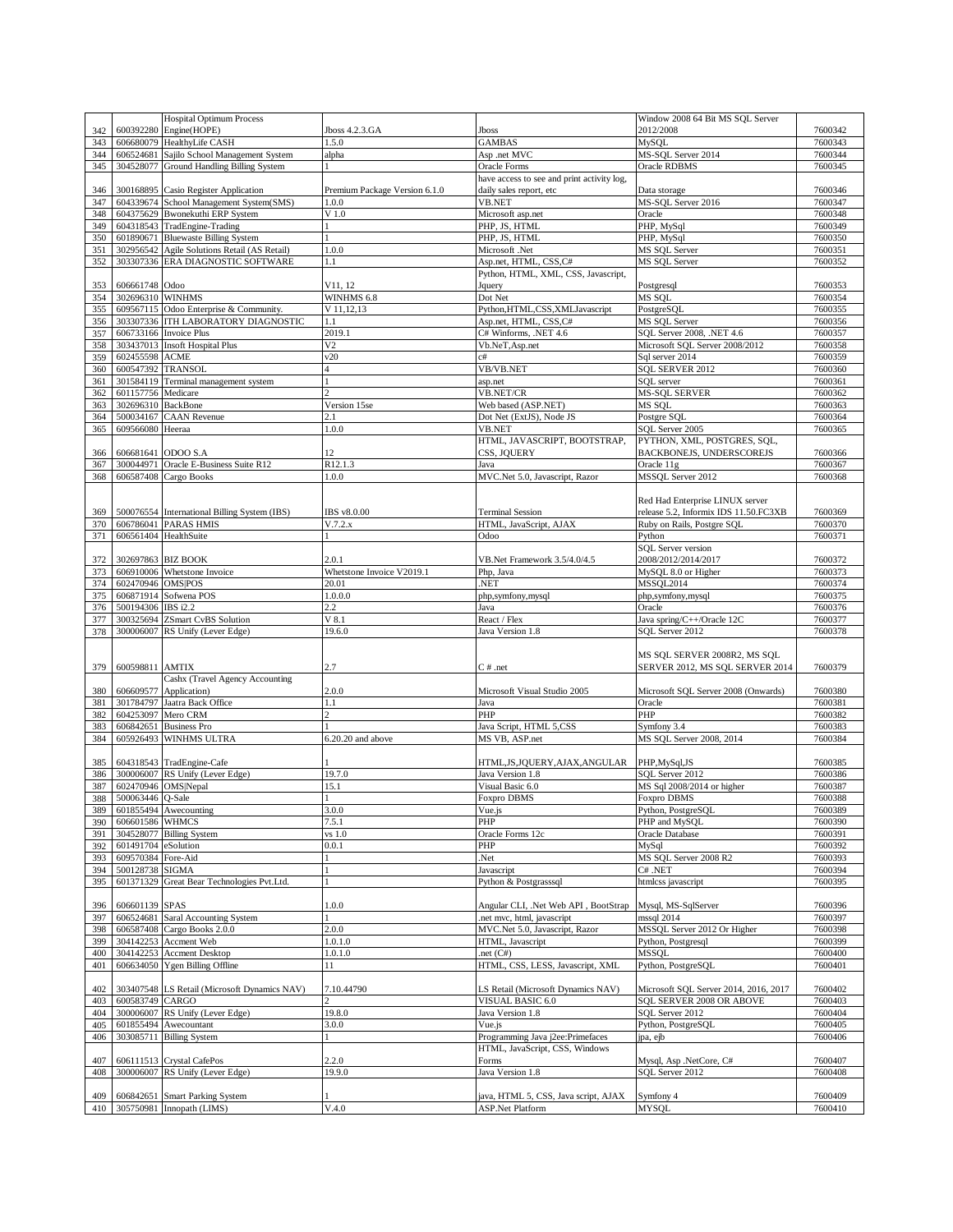| 342 | 600392280 | Hospital Optimum Process Engine(HOPE) | Jboss 4.2.3.GA | Jboss | Window 2008 64 Bit MS SQL Server 2012/2008 | 7600342 |
|---|---|---|---|---|---|---|
| 343 | 606680079 | HealthyLife CASH | 1.5.0 | GAMBAS | MySQL | 7600343 |
| 344 | 606524681 | Sajilo School Management System | alpha | Asp .net MVC | MS-SQL Server 2014 | 7600344 |
| 345 | 304528077 | Ground Handling Billing System | 1 | Oracle Forms | Oracle RDBMS | 7600345 |
| 346 | 300168895 | Casio Register Application | Premium Package Version 6.1.0 | have access to see and print activity log, daily sales report, etc | Data storage | 7600346 |
| 347 | 604339674 | School Management System(SMS) | 1.0.0 | VB.NET | MS-SQL Server 2016 | 7600347 |
| 348 | 604375629 | Bwonekuthi ERP System | V 1.0 | Microsoft asp.net | Oracle | 7600348 |
| 349 | 604318543 | TradEngine-Trading | 1 | PHP, JS, HTML | PHP, MySql | 7600349 |
| 350 | 601890671 | Bluewaste Billing System | 1 | PHP, JS, HTML | PHP, MySql | 7600350 |
| 351 | 302956542 | Agile Solutions Retail (AS Retail) | 1.0.0 | Microsoft .Net | MS SQL Server | 7600351 |
| 352 | 303307336 | ERA DIAGNOSTIC SOFTWARE | 1.1 | Asp.net, HTML, CSS,C# | MS SQL Server | 7600352 |
| 353 | 606661748 | Odoo | V11, 12 | Python, HTML, XML, CSS, Javascript, Jquery | Postgresql | 7600353 |
| 354 | 302696310 | WINHMS | WINHMS 6.8 | Dot Net | MS SQL | 7600354 |
| 355 | 609567115 | Odoo Enterprise & Community. | V 11,12,13 | Python,HTML,CSS,XMLJavascript | PostgreSQL | 7600355 |
| 356 | 303307336 | ITH LABORATORY DIAGNOSTIC | 1.1 | Asp.net, HTML, CSS,C# | MS SQL Server | 7600356 |
| 357 | 606733166 | Invoice Plus | 2019.1 | C# Winforms, .NET 4.6 | SQL Server 2008, .NET 4.6 | 7600357 |
| 358 | 303437013 | Insoft Hospital Plus | V2 | Vb.NeT,Asp.net | Microsoft SQL Server 2008/2012 | 7600358 |
| 359 | 602455598 | ACME | v20 | c# | Sql server 2014 | 7600359 |
| 360 | 600547392 | TRANSOL | 4 | VB/VB.NET | SQL SERVER 2012 | 7600360 |
| 361 | 301584119 | Terminal management system | 1 | asp.net | SQL server | 7600361 |
| 362 | 601157756 | Medicare | 2 | VB.NET/CR | MS-SQL SERVER | 7600362 |
| 363 | 302696310 | BackBone | Version 15se | Web based (ASP.NET) | MS SQL | 7600363 |
| 364 | 500034167 | CAAN Revenue | 2.1 | Dot Net (ExtJS), Node JS | Postgre SQL | 7600364 |
| 365 | 609566080 | Heeraa | 1.0.0 | VB.NET | SQL Server 2005 | 7600365 |
| 366 | 606681641 | ODOO S.A | 12 | HTML, JAVASCRIPT, BOOTSTRAP, CSS, JQUERY | PYTHON, XML, POSTGRES, SQL, BACKBONEJS, UNDERSCOREJS | 7600366 |
| 367 | 300044971 | Oracle E-Business Suite R12 | R12.1.3 | Java | Oracle 11g | 7600367 |
| 368 | 606587408 | Cargo Books | 1.0.0 | MVC.Net 5.0, Javascript, Razor | MSSQL Server 2012 | 7600368 |
| 369 | 500076554 | International Billing System (IBS) | IBS v8.0.00 | Terminal Session | Red Had Enterprise LINUX server release 5.2, Informix IDS 11.50.FC3XB | 7600369 |
| 370 | 606786041 | PARAS HMIS | V.7.2.x | HTML, JavaScript, AJAX | Ruby on Rails, Postgre SQL | 7600370 |
| 371 | 606561404 | HealthSuite | 1 | Odoo | Python | 7600371 |
| 372 | 302697863 | BIZ BOOK | 2.0.1 | VB.Net Framework 3.5/4.0/4.5 | SQL Server version 2008/2012/2014/2017 | 7600372 |
| 373 | 606910006 | Whetstone Invoice | Whetstone Invoice V2019.1 | Php, Java | MySQL 8.0 or Higher | 7600373 |
| 374 | 602470946 | OMS\|POS | 20.01 | .NET | MSSQL2014 | 7600374 |
| 375 | 606871914 | Sofwena POS | 1.0.0.0 | php,symfony,mysql | php,symfony,mysql | 7600375 |
| 376 | 500194306 | IBS i2.2 | 2.2 | Java | Oracle | 7600376 |
| 377 | 300325694 | ZSmart CvBS Solution | V 8.1 | React / Flex | Java spring/C++/Oracle 12C | 7600377 |
| 378 | 300006007 | RS Unify (Lever Edge) | 19.6.0 | Java Version 1.8 | SQL Server 2012 | 7600378 |
| 379 | 600598811 | AMTIX | 2.7 | C # .net | MS SQL SERVER 2008R2, MS SQL SERVER 2012, MS SQL SERVER 2014 | 7600379 |
| 380 | 606609577 | Cashx (Travel Agency Accounting Application) | 2.0.0 | Microsoft Visual Studio 2005 | Microsoft SQL Server 2008 (Onwards) | 7600380 |
| 381 | 301784797 | Jaatra Back Office | 1.1 | Java | Oracle | 7600381 |
| 382 | 604253097 | Mero CRM | 2 | PHP | PHP | 7600382 |
| 383 | 606842651 | Business Pro | 1 | Java Script, HTML 5,CSS | Symfony 3.4 | 7600383 |
| 384 | 605926493 | WINHMS ULTRA | 6.20.20 and above | MS VB, ASP.net | MS SQL Server 2008, 2014 | 7600384 |
| 385 | 604318543 | TradEngine-Cafe | 1 | HTML,JS,JQUERY,AJAX,ANGULAR | PHP,MySql,JS | 7600385 |
| 386 | 300006007 | RS Unify (Lever Edge) | 19.7.0 | Java Version 1.8 | SQL Server 2012 | 7600386 |
| 387 | 602470946 | OMS\|Nepal | 15.1 | Visual Basic 6.0 | MS Sql 2008/2014 or higher | 7600387 |
| 388 | 500063446 | Q-Sale | 1 | Foxpro DBMS | Foxpro DBMS | 7600388 |
| 389 | 601855494 | Awecounting | 3.0.0 | Vue.js | Python, PostgreSQL | 7600389 |
| 390 | 606601586 | WHMCS | 7.5.1 | PHP | PHP and MySQL | 7600390 |
| 391 | 304528077 | Billing System | vs 1.0 | Oracle Forms 12c | Oracle Database | 7600391 |
| 392 | 601491704 | eSolution | 0.0.1 | PHP | MySql | 7600392 |
| 393 | 609570384 | Fore-Aid | 1 | .Net | MS SQL Server 2008 R2 | 7600393 |
| 394 | 500128738 | SIGMA | 1 | Javascript | C# .NET | 7600394 |
| 395 | 601371329 | Great Bear Technologies Pvt.Ltd. | 1 | Python & Postgrasssql | htmlcss javascript | 7600395 |
| 396 | 606601139 | SPAS | 1.0.0 | Angular CLI, .Net Web API , BootStrap | Mysql, MS-SqlServer | 7600396 |
| 397 | 606524681 | Saral Accounting System | 1 | .net mvc, html, javascript | mssql 2014 | 7600397 |
| 398 | 606587408 | Cargo Books 2.0.0 | 2.0.0 | MVC.Net 5.0, Javascript, Razor | MSSQL Server 2012 Or Higher | 7600398 |
| 399 | 304142253 | Accment Web | 1.0.1.0 | HTML, Javascript | Python, Postgresql | 7600399 |
| 400 | 304142253 | Accment Desktop | 1.0.1.0 | .net (C#) | MSSQL | 7600400 |
| 401 | 606634050 | Ygen Billing Offline | 11 | HTML, CSS, LESS, Javascript, XML | Python, PostgreSQL | 7600401 |
| 402 | 303407548 | LS Retail (Microsoft Dynamics NAV) | 7.10.44790 | LS Retail (Microsoft Dynamics NAV) | Microsoft SQL Server 2014, 2016, 2017 | 7600402 |
| 403 | 600583749 | CARGO | 2 | VISUAL BASIC 6.0 | SQL SERVER 2008 OR ABOVE | 7600403 |
| 404 | 300006007 | RS Unify (Lever Edge) | 19.8.0 | Java Version 1.8 | SQL Server 2012 | 7600404 |
| 405 | 601855494 | Awecountant | 3.0.0 | Vue.js | Python, PostgreSQL | 7600405 |
| 406 | 303085711 | Billing System | 1 | Programming Java j2ee:Primefaces | jpa, ejb | 7600406 |
| 407 | 606111513 | Crystal CafePos | 2.2.0 | HTML, JavaScript, CSS, Windows Forms | Mysql, Asp .NetCore, C# | 7600407 |
| 408 | 300006007 | RS Unify (Lever Edge) | 19.9.0 | Java Version 1.8 | SQL Server 2012 | 7600408 |
| 409 | 606842651 | Smart Parking System | 1 | java, HTML 5, CSS, Java script, AJAX | Symfony 4 | 7600409 |
| 410 | 305750981 | Innopath (LIMS) | V.4.0 | ASP.Net Platform | MYSQL | 7600410 |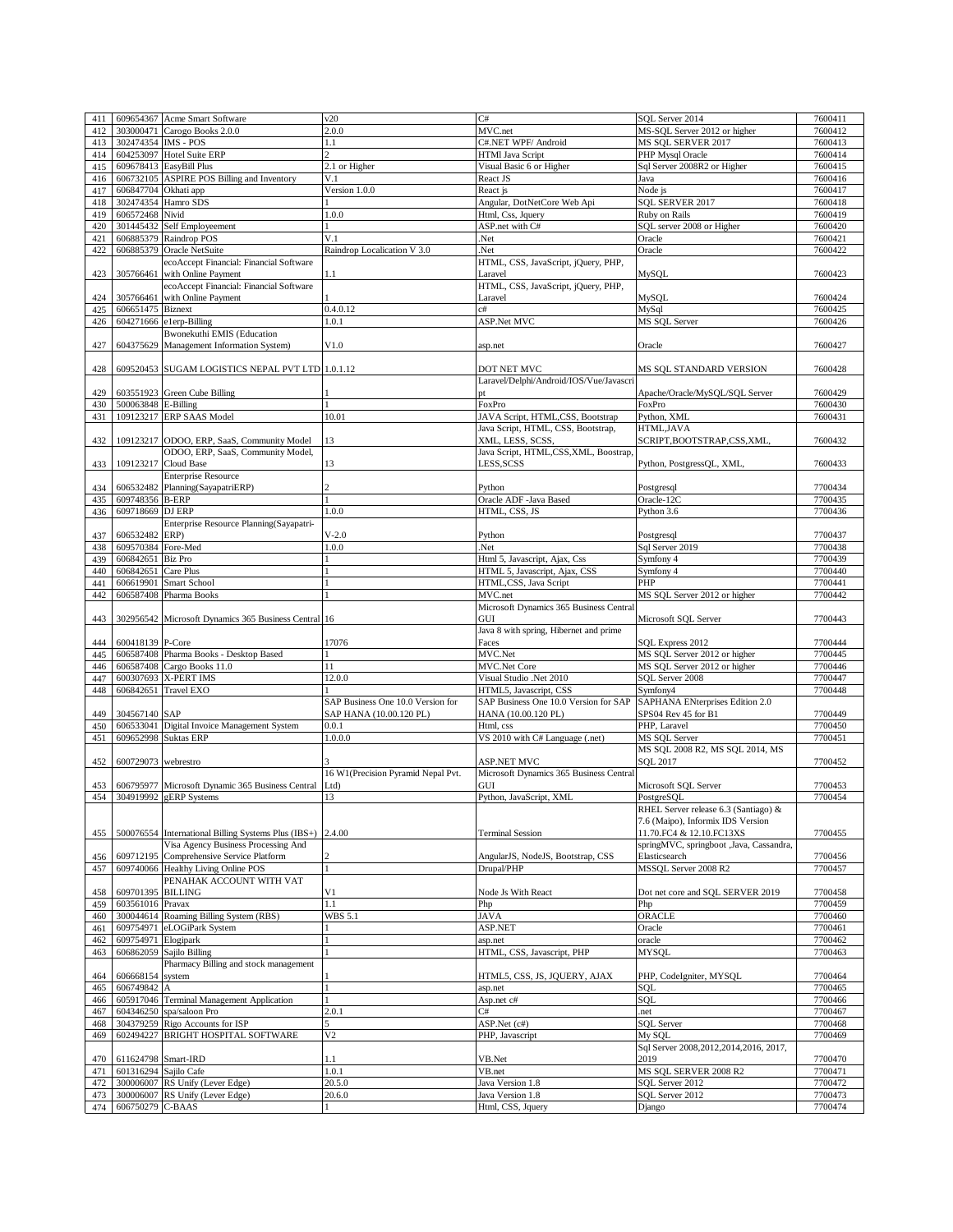| | | | | | | |
|---|---|---|---|---|---|---|
| 411 | 609654367 | Acme Smart Software | v20 | C# | SQL Server 2014 | 7600411 |
| 412 | 303000471 | Carogo Books 2.0.0 | 2.0.0 | MVC.net | MS-SQL Server 2012 or higher | 7600412 |
| 413 | 302474354 | IMS - POS | 1.1 | C#.NET WPF/ Android | MS SQL SERVER 2017 | 7600413 |
| 414 | 604253097 | Hotel Suite ERP | 2 | HTMl Java Script | PHP Mysql Oracle | 7600414 |
| 415 | 609678413 | EasyBill Plus | 2.1 or Higher | Visual Basic 6 or Higher | Sql Server 2008R2 or Higher | 7600415 |
| 416 | 606732105 | ASPIRE POS Billing and Inventory | V.1 | React JS | Java | 7600416 |
| 417 | 606847704 | Okhati app | Version 1.0.0 | React js | Node js | 7600417 |
| 418 | 302474354 | Hamro SDS | 1 | Angular, DotNetCore Web Api | SQL SERVER 2017 | 7600418 |
| 419 | 606572468 | Nivid | 1.0.0 | Html, Css, Jquery | Ruby on Rails | 7600419 |
| 420 | 301445432 | Self Employeement | 1 | ASP.net with C# | SQL server 2008 or Higher | 7600420 |
| 421 | 606885379 | Raindrop POS | V.1 | .Net | Oracle | 7600421 |
| 422 | 606885379 | Oracle NetSuite | Raindrop Localication V 3.0 | .Net | Oracle | 7600422 |
| 423 | 305766461 | ecoAccept Financial: Financial Software with Online Payment | 1.1 | HTML, CSS, JavaScript, jQuery, PHP, Laravel | MySQL | 7600423 |
| 424 | 305766461 | ecoAccept Financial: Financial Software with Online Payment | 1 | HTML, CSS, JavaScript, jQuery, PHP, Laravel | MySQL | 7600424 |
| 425 | 606651475 | Biznext | 0.4.0.12 | c# | MySql | 7600425 |
| 426 | 604271666 | e1erp-Billing | 1.0.1 | ASP.Net MVC | MS SQL Server | 7600426 |
| 427 | 604375629 | Bwonekuthi EMIS (Education Management Information System) | V1.0 | asp.net | Oracle | 7600427 |
| 428 | 609520453 | SUGAM LOGISTICS NEPAL PVT LTD | 1.0.1.12 | DOT NET MVC | MS SQL STANDARD VERSION | 7600428 |
| 429 | 603551923 | Green Cube Billing | 1 | Laravel/Delphi/Android/IOS/Vue/Javascript | Apache/Oracle/MySQL/SQL Server | 7600429 |
| 430 | 500063848 | E-Billing | 1 | FoxPro | FoxPro | 7600430 |
| 431 | 109123217 | ERP SAAS Model | 10.01 | JAVA Script, HTML,CSS, Bootstrap | Python, XML | 7600431 |
| 432 | 109123217 | ODOO, ERP, SaaS, Community Model | 13 | Java Script, HTML, CSS, Bootstrap, XML, LESS, SCSS, | HTML,JAVA SCRIPT,BOOTSTRAP,CSS,XML, | 7600432 |
| 433 | 109123217 | ODOO, ERP, SaaS, Community Model, Cloud Base | 13 | Java Script, HTML,CSS,XML, Boostrap, LESS,SCSS | Python, PostgressQL, XML, | 7600433 |
| 434 | 606532482 | Enterprise Resource Planning(SayapatriERP) | 2 | Python | Postgresql | 7700434 |
| 435 | 609748356 | B-ERP | 1 | Oracle ADF -Java Based | Oracle-12C | 7700435 |
| 436 | 609718669 | DJ ERP | 1.0.0 | HTML, CSS, JS | Python 3.6 | 7700436 |
| 437 | 606532482 | Enterprise Resource Planning(Sayapatri-ERP) | V-2.0 | Python | Postgresql | 7700437 |
| 438 | 609570384 | Fore-Med | 1.0.0 | .Net | Sql Server 2019 | 7700438 |
| 439 | 606842651 | Biz Pro | 1 | Html 5, Javascript, Ajax, Css | Symfony 4 | 7700439 |
| 440 | 606842651 | Care Plus | 1 | HTML 5, Javascript, Ajax, CSS | Symfony 4 | 7700440 |
| 441 | 606619901 | Smart School | 1 | HTML,CSS, Java Script | PHP | 7700441 |
| 442 | 606587408 | Pharma Books | 1 | MVC.net | MS SQL Server 2012 or higher | 7700442 |
| 443 | 302956542 | Microsoft Dynamics 365 Business Central | 16 | Microsoft Dynamics 365 Business Central GUI | Microsoft SQL Server | 7700443 |
| 444 | 600418139 | P-Core | 17076 | Java 8 with spring, Hibernet and prime Faces | SQL Express 2012 | 7700444 |
| 445 | 606587408 | Pharma Books - Desktop Based | 1 | MVC.Net | MS SQL Server 2012 or higher | 7700445 |
| 446 | 606587408 | Cargo Books 11.0 | 11 | MVC.Net Core | MS SQL Server 2012 or higher | 7700446 |
| 447 | 600307693 | X-PERT IMS | 12.0.0 | Visual Studio .Net 2010 | SQL Server 2008 | 7700447 |
| 448 | 606842651 | Travel EXO | 1 | HTML5, Javascript, CSS | Symfony4 | 7700448 |
| 449 | 304567140 | SAP | SAP Business One 10.0 Version for SAP HANA (10.00.120 PL) | SAP Business One 10.0 Version for SAP HANA (10.00.120 PL) | SAPHANA ENterprises Edition 2.0 SPS04 Rev 45 for B1 | 7700449 |
| 450 | 606533041 | Digital Invoice Management System | 0.0.1 | Html, css | PHP, Laravel | 7700450 |
| 451 | 609652998 | Suktas ERP | 1.0.0.0 | VS 2010 with C# Language (.net) | MS SQL Server | 7700451 |
| 452 | 600729073 | webrestro | 3 | ASP.NET MVC | MS SQL 2008 R2, MS SQL 2014, MS SQL 2017 | 7700452 |
| 453 | 606795977 | Microsoft Dynamic 365 Business Central | 16 W1(Precision Pyramid Nepal Pvt. Ltd) | Microsoft Dynamics 365 Business Central GUI | Microsoft SQL Server | 7700453 |
| 454 | 304919992 | gERP Systems | 13 | Python, JavaScript, XML | PostgreSQL | 7700454 |
| 455 | 500076554 | International Billing Systems Plus (IBS+) | 2.4.00 | Terminal Session | RHEL Server release 6.3 (Santiago) & 7.6 (Maipo), Informix IDS Version 11.70.FC4 & 12.10.FC13XS | 7700455 |
| 456 | 609712195 | Visa Agency Business Processing And Comprehensive Service Platform | 2 | AngularJS, NodeJS, Bootstrap, CSS | springMVC, springboot ,Java, Cassandra, Elasticsearch | 7700456 |
| 457 | 609740066 | Healthy Living Online POS | 1 | Drupal/PHP | MSSQL Server 2008 R2 | 7700457 |
| 458 | 609701395 | PENAHAK ACCOUNT WITH VAT BILLING | V1 | Node Js With React | Dot net core and SQL SERVER 2019 | 7700458 |
| 459 | 603561016 | Pravax | 1.1 | Php | Php | 7700459 |
| 460 | 300044614 | Roaming Billing System (RBS) | WBS 5.1 | JAVA | ORACLE | 7700460 |
| 461 | 609754971 | eLOGiPark System | 1 | ASP.NET | Oracle | 7700461 |
| 462 | 609754971 | Elogipark | 1 | asp.net | oracle | 7700462 |
| 463 | 606862059 | Sajilo Billing | 1 | HTML, CSS, Javascript, PHP | MYSQL | 7700463 |
| 464 | 606668154 | Pharmacy Billing and stock management system | 1 | HTML5, CSS, JS, JQUERY, AJAX | PHP, CodeIgniter, MYSQL | 7700464 |
| 465 | 606749842 | A | 1 | asp.net | SQL | 7700465 |
| 466 | 605917046 | Terminal Management Application | 1 | Asp.net c# | SQL | 7700466 |
| 467 | 604346250 | spa/saloon Pro | 2.0.1 | C# | .net | 7700467 |
| 468 | 304379259 | Rigo Accounts for ISP | 5 | ASP.Net (c#) | SQL Server | 7700468 |
| 469 | 602494227 | BRIGHT HOSPITAL SOFTWARE | V2 | PHP, Javascript | My SQL | 7700469 |
| 470 | 611624798 | Smart-IRD | 1.1 | VB.Net | Sql Server 2008,2012,2014,2016, 2017, 2019 | 7700470 |
| 471 | 601316294 | Sajilo Cafe | 1.0.1 | VB.net | MS SQL SERVER 2008 R2 | 7700471 |
| 472 | 300006007 | RS Unify (Lever Edge) | 20.5.0 | Java Version 1.8 | SQL Server 2012 | 7700472 |
| 473 | 300006007 | RS Unify (Lever Edge) | 20.6.0 | Java Version 1.8 | SQL Server 2012 | 7700473 |
| 474 | 606750279 | C-BAAS | 1 | Html, CSS, Jquery | Django | 7700474 |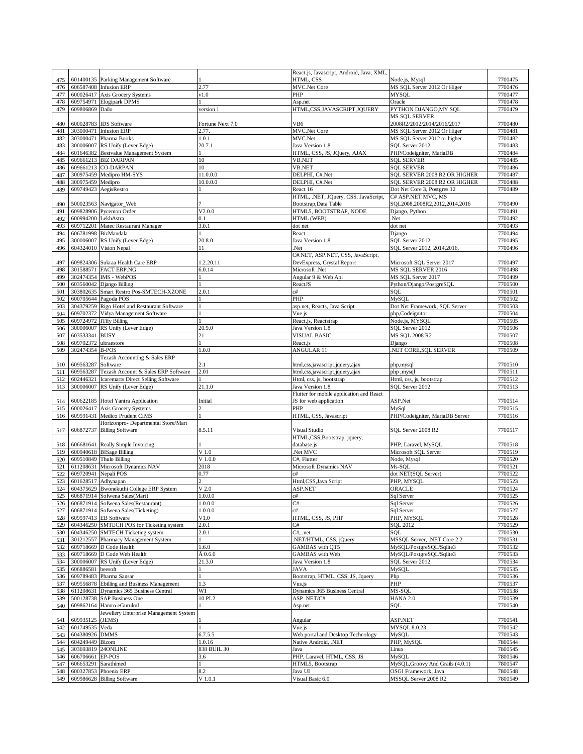| 475 | 601400135 | Parking Management Software | 1 | React.js, Javascript, Android, Java, XML, HTML, CSS | Node.js, Mysql | 7700475 |
|---|---|---|---|---|---|---|
| 476 | 606587408 | Infusion ERP | 2.77 | MVC.Net Core | MS SQL Server 2012 Or Higer | 7700476 |
| 477 | 600026417 | Axis Grocery Systems | v1.0 | PHP | MYSQL | 7700477 |
| 478 | 609754971 | Elogipark DPMS | 1 | Asp.net | Oracle | 7700478 |
| 479 | 609806869 | Dailo | version 1 | HTML,CSS,JAVASCRIPT,JQUERY | PYTHON DJANGO,MY SQL | 7700479 |
| 480 | 600028783 | IDS Software | Fortune Next 7.0 | VB6 | MS SQL SERVER 2008R2/2012/2014/2016/2017 | 7700480 |
| 481 | 303000471 | Infusion ERP | 2.77. | MVC.Net Core | MS SQL Server 2012 Or Higer | 7700481 |
| 482 | 303000471 | Pharma Books | 1.0.1 | MVC.Net | MS SQL Server 2012 or higher | 7700482 |
| 483 | 300006007 | RS Unify (Lever Edge) | 20.7.1 | Java Version 1.8 | SQL Server 2012 | 7700483 |
| 484 | 601646382 | Bestvalue Management System | 1 | HTML, CSS, JS, JQuery, AJAX | PHP/Codeigniter, MariaDB | 7700484 |
| 485 | 609661213 | BIZ DARPAN | 10 | VB.NET | SQL SERVER | 7700485 |
| 486 | 609661213 | CO-DARPAN | 10 | VB.NET | SQL SERVER | 7700486 |
| 487 | 300975459 | Medipro HM-SYS | 11.0.0.0 | DELPHI, C#.Net | SQL SERVER 2008 R2 OR HIGHER | 7700487 |
| 488 | 300975459 | Medipro | 10.0.0.0 | DELPHI, C#.Net | SQL SERVER 2008 R2 OR HIGHER | 7700488 |
| 489 | 609749423 | AegisRestro | 1 | React 16 | Dot Net Core 3, Postgres 12 | 7700489 |
| 490 | 500023563 | Navigator_Web | 7 | HTML, .NET, JQuery, CSS, JavaScript, Bootstrap,Data Table | C# ASP.NET MVC, MS SQL2008,2008R2,2012,2014,2016 | 7700490 |
| 491 | 609828906 | Pycemon Order | V2.0.0 | HTML5, BOOTSTRAP, NODE | Django, Python | 7700491 |
| 492 | 600994200 | LekhAstra | 0.1 | HTML (WEB) | .Net | 7700492 |
| 493 | 609712201 | Matec Restaurant Manager | 3.0.1 | dot net | dot net | 7700493 |
| 494 | 606781998 | BizMandala | 1 | React | Django | 7700494 |
| 495 | 300006007 | RS Unify (Lever Edge) | 20.8.0 | Java Version 1.8 | SQL Server 2012 | 7700495 |
| 496 | 604324010 | Vision Nepal | 11 | .Net | SQL Server 2012, 2014,2016, | 7700496 |
| 497 | 609824306 | Sukraa Health Care ERP | 1.2.20.11 | C#.NET, ASP.NET, CSS, JavaScript, DevExpress, Crystal Report | Microsoft SQL Server 2017 | 7700497 |
| 498 | 301588571 | FACT ERP.NG | 6.0.14 | Microsoft .Net | MS SQL SERVER 2016 | 7700498 |
| 499 | 302474354 | IMS - WebPOS | 1 | Angular 9 & Web Api | MS SQL Server 2017 | 7700499 |
| 500 | 603560042 | Django Billing | 1 | ReactJS | Python/Django/PostgreSQL | 7700500 |
| 501 | 303802635 | Smart Restro Pos-SMTECH-XZONE | 2.0.1 | c# | SQL | 7700501 |
| 502 | 600705644 | Pagoda POS | 1 | PHP | MySQL | 7700502 |
| 503 | 304379259 | Rigo Hotel and Restaurant Software | 1 | asp.net, Reacts, Java Script | Dot Net Framework, SQL Server | 7700503 |
| 504 | 609702372 | Vidya Management Software | 1 | Vue.js | php,Codeignitor | 7700504 |
| 505 | 609724972 | ITify Billing | 1 | React.js, Reactstrap | Node.js, MYSQL | 7700505 |
| 506 | 300006007 | RS Unify (Lever Edge) | 20.9.0 | Java Version 1.8 | SQL Server 2012 | 7700506 |
| 507 | 603533341 | BUSY | 21 | VISUAL BASIC | MS SQL 2008 R2 | 7700507 |
| 508 | 609702372 | ultraestore | 1 | React.js | Django | 7700508 |
| 509 | 302474354 | B-POS | 1.0.0 | ANGULAR 11 | .NET CORE,SQL SERVER | 7700509 |
| 510 | 609563287 | Tezash Accounting & Sales ERP Software | 2.1 | html,css,javascript,jquery,ajax | php,mysql | 7700510 |
| 511 | 609563287 | Tezash Account & Sales ERP Software | 2.01 | html,css,javascript,jquery,ajax | php ,mysql | 7700511 |
| 512 | 602446321 | Icaremarts Direct Selling Software | 1 | Html, css, js, bootstrap | Html, css, js, bootstrap | 7700512 |
| 513 | 300006007 | RS Unify (Lever Edge) | 21.1.0 | Java Version 1.8 | SQL Server 2012 | 7700513 |
| 514 | 600622185 | Hotel Yantra Application | Initial | Flutter for mobile application and React JS for web application | ASP.Net | 7700514 |
| 515 | 600026417 | Axis Grocery Systems | 2 | PHP | MySql | 7700515 |
| 516 | 609591431 | Medico Prudent CIMS | 1 | HTML, CSS, Javascript | PHP/Codeigniter, MariaDB Server | 7700516 |
| 517 | 606872737 | Horizonpro- Departmental Store/Mart Billing Software | 8.5.11 | Visual Studio | SQL Server 2008 R2 | 7700517 |
| 518 | 606681641 | Really Simple Invoicing | 1 | HTML,CSS,Bootstrap, jquery, database.js | PHP, Laravel, MySQL | 7700518 |
| 519 | 600940618 | BISage Billing | V 1.0 | .Net MVC | Microsoft SQL Server | 7700519 |
| 520 | 609510849 | Thulo Billing | V 1.0.0 | C#, Flutter | Node, Mysql | 7700520 |
| 521 | 611208631 | Microsoft Dynamics NAV | 2018 | Microsoft Dynamics NAV | Ms-SQL | 7700521 |
| 522 | 609720941 | Nepali POS | 0.77 | c# | dot NET(SQL Server) | 7700522 |
| 523 | 601628517 | Adhyaapan | 2 | Html,CSS,Java Script | PHP, MYSQL | 7700523 |
| 524 | 604375629 | Bwonekuthi College ERP System | V 2.0 | ASP.NET | ORACLE | 7700524 |
| 525 | 606871914 | Sofwena Sales(Mart) | 1.0.0.0 | c# | Sql Server | 7700525 |
| 526 | 606871914 | Sofwena Sales(Restaurant) | 1.0.0.0 | C# | Sql Server | 7700526 |
| 527 | 606871914 | Sofwena Sales(Ticketing) | 1.0.0.0 | c# | Sql Server | 7700527 |
| 528 | 609597413 | EB Software | V1.0 | HTML, CSS, JS, PHP | PHP, MYSQL | 7700528 |
| 529 | 604346250 | SMTECH POS for Ticketing system | 2.0.1 | C# | SQL 2012 | 7700529 |
| 530 | 604346250 | SMTECH Ticketing system | 2.0.1 | C#, .net | SQL | 7700530 |
| 531 | 301212557 | Pharmacy Management System | 1 | .NET/HTML, CSS, jQuery | MSSQL Server, .NET Core 2.2 | 7700531 |
| 532 | 609718669 | D Code Health | 1.6.0 | GAMBAS with QT5 | MySQL/PostgreSQL/Sqlite3 | 7700532 |
| 533 | 609718669 | D Code Web Health | Â 0.6.0 | GAMBAS with Web | MySQL/PostgreSQL/Sqlite3 | 7700533 |
| 534 | 300006007 | RS Unify (Lever Edge) | 21.3.0 | Java Version 1.8 | SQL Server 2012 | 7700534 |
| 535 | 606886581 | beesoft | 1 | JAVA | MySQL | 7700535 |
| 536 | 609789483 | Pharma Sansar | 1 | Bootstrap, HTML, CSS, JS, Jquery | Php | 7700536 |
| 537 | 609556878 | Ebilling and Business Management | 1.3 | Vus.js | PHP | 7700537 |
| 538 | 611208631 | Dynamics 365 Business Central | W1 | Dynamics 365 Business Central | MS-SQL | 7700538 |
| 539 | 500128738 | SAP Business One | 10 PL2 | ASP .NET/C# | HANA 2.0 | 7700539 |
| 540 | 609862164 | Hamro eGurukul | 1 | Asp.net | SQL | 7700540 |
| 541 | 609935125 | Jewellery Enterprise Management System (JEMS) | 1 | Angular | ASP.NET | 7700541 |
| 542 | 601749535 | Veda | 1 | Vue.js | MYSQL 8.0.23 | 7700542 |
| 543 | 604380926 | DMMS | 6.7.5.5 | Web portal and Desktop Technology | MySQL | 7700543 |
| 544 | 604249449 | Bizom | 1.0.16 | Native Android, .NET | PHP, MySQL | 7800544 |
| 545 | 303693819 | 24ONLINE | 838 BUIL 30 | Java | Linux | 7800545 |
| 546 | 606706661 | EP-POS | 3.6 | PHP, Laravel, HTML, CSS, JS | MySQL | 7800546 |
| 547 | 606653291 | Sarathimed | 1 | HTML5, Bootstrap | MySQL,Groovy And Grails (4.0.1) | 7800547 |
| 548 | 600327853 | Phoenix ERP | 8.2 | Java UI | OSGI Framework, Java | 7800548 |
| 549 | 609986628 | Billing Software | V 1.0.1 | Visual Basic 6.0 | MSSQL Server 2008 R2 | 7800549 |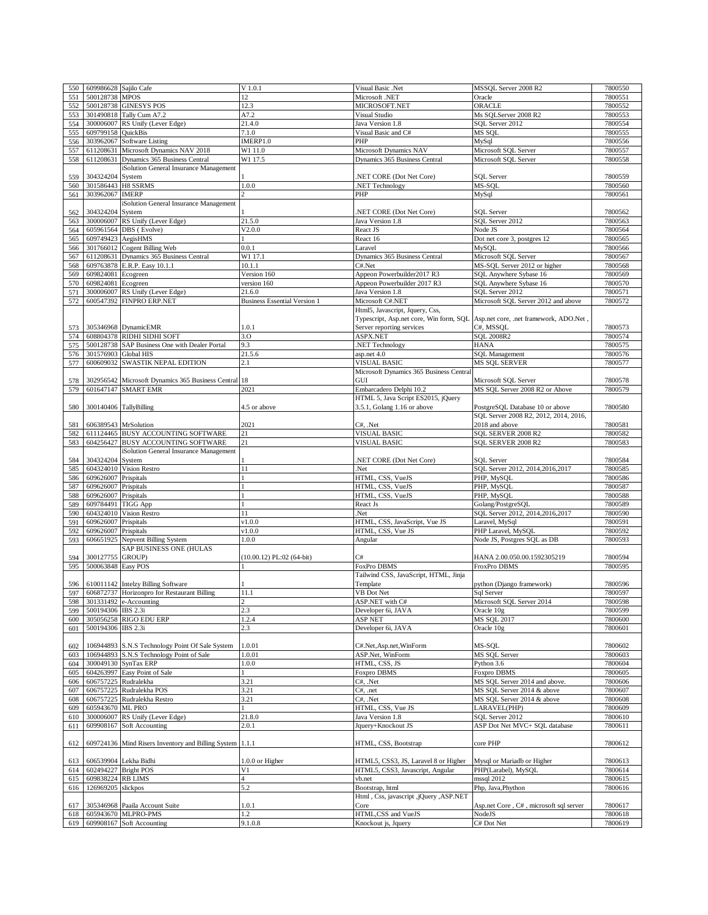| | | | | | | |
|---|---|---|---|---|---|---|
| 550 | 609986628 | Sajilo Cafe | V 1.0.1 | Visual Basic .Net | MSSQL Server 2008 R2 | 7800550 |
| 551 | 500128738 | MPOS | 12 | Microsoft .NET | Oracle | 7800551 |
| 552 | 500128738 | GINESYS POS | 12.3 | MICROSOFT.NET | ORACLE | 7800552 |
| 553 | 301490818 | Tally Cum A7.2 | A7.2 | Visual Studio | Ms SQLServer 2008 R2 | 7800553 |
| 554 | 300006007 | RS Unify (Lever Edge) | 21.4.0 | Java Version 1.8 | SQL Server 2012 | 7800554 |
| 555 | 609799158 | QuickBis | 7.1.0 | Visual Basic and C# | MS SQL | 7800555 |
| 556 | 303962067 | Software Listing | IMERP1.0 | PHP | MySql | 7800556 |
| 557 | 611208631 | Microsoft Dynamics NAV 2018 | W1 11.0 | Microsoft Dynamics NAV | Microsoft SQL Server | 7800557 |
| 558 | 611208631 | Dynamics 365 Business Central | W1 17.5 | Dynamics 365 Business Central | Microsoft SQL Server | 7800558 |
| 559 | 304324204 | iSolution General Insurance Management System | 1 | .NET CORE (Dot Net Core) | SQL Server | 7800559 |
| 560 | 301586443 | H8 SSRMS | 1.0.0 | .NET Technology | MS-SQL | 7800560 |
| 561 | 303962067 | IMERP | 2 | PHP | MySql | 7800561 |
| 562 | 304324204 | iSolution General Insurance Management System | 1 | .NET CORE (Dot Net Core) | SQL Server | 7800562 |
| 563 | 300006007 | RS Unify (Lever Edge) | 21.5.0 | Java Version 1.8 | SQL Server 2012 | 7800563 |
| 564 | 605961564 | DBS ( Evolve) | V2.0.0 | React JS | Node JS | 7800564 |
| 565 | 609749423 | AegisHMS | 1 | React 16 | Dot net core 3, postgres 12 | 7800565 |
| 566 | 301766012 | Cogent Billing Web | 0.0.1 | Laravel | MySQL | 7800566 |
| 567 | 611208631 | Dynamics 365 Business Central | W1 17.1 | Dynamics 365 Business Central | Microsoft SQL Server | 7800567 |
| 568 | 609763878 | E.R.P. Easy 10.1.1 | 10.1.1 | C#.Net | MS-SQL Server 2012 or higher | 7800568 |
| 569 | 609824081 | Ecogreen | Version 160 | Appeon Powerbuilder2017 R3 | SQL Anywhere Sybase 16 | 7800569 |
| 570 | 609824081 | Ecogreen | version 160 | Appeon Powerbuilder 2017 R3 | SQL Anywhere Sybase 16 | 7800570 |
| 571 | 300006007 | RS Unify (Lever Edge) | 21.6.0 | Java Version 1.8 | SQL Server 2012 | 7800571 |
| 572 | 600547392 | FINPRO ERP.NET | Business Essential Version 1 | Microsoft C#.NET | Microsoft SQL Server 2012 and above | 7800572 |
| 573 | 305346968 | DynamicEMR | 1.0.1 | Html5, Javascript, Jquery, Css, Typescript, Asp.net core, Win form, SQL Server reporting services | Asp.net core, .net framework, ADO.Net , C#, MSSQL | 7800573 |
| 574 | 608804378 | RIDHI SIDHI SOFT | 3.O | ASPX.NET | SQL 2008R2 | 7800574 |
| 575 | 500128738 | SAP Business One with Dealer Portal | 9.3 | .NET Technology | HANA | 7800575 |
| 576 | 301576903 | Global HIS | 21.5.6 | asp.net 4.0 | SQL Management | 7800576 |
| 577 | 600609032 | SWASTIK NEPAL EDITION | 2.1 | VISUAL BASIC | MS SQL SERVER | 7800577 |
| 578 | 302956542 | Microsoft Dynamics 365 Business Central | 18 | Microsoft Dynamics 365 Business Central GUI | Microsoft SQL Server | 7800578 |
| 579 | 601647147 | SMART EMR | 2021 | Embarcadero Delphi 10.2 | MS SQL Server 2008 R2 or Above | 7800579 |
| 580 | 300140406 | TallyBilling | 4.5 or above | HTML 5, Java Script ES2015, jQuery 3.5.1, Golang 1.16 or above | PostgreSQL Database 10 or above | 7800580 |
| 581 | 606389543 | MrSolution | 2021 | C#, .Net | SQL Server 2008 R2, 2012, 2014, 2016, 2018 and above | 7800581 |
| 582 | 611124465 | BUSY ACCOUNTING SOFTWARE | 21 | VISUAL BASIC | SQL SERVER 2008 R2 | 7800582 |
| 583 | 604256427 | BUSY ACCOUNTING SOFTWARE | 21 | VISUAL BASIC | SQL SERVER 2008 R2 | 7800583 |
| 584 | 304324204 | iSolution General Insurance Management System | 1 | .NET CORE (Dot Net Core) | SQL Server | 7800584 |
| 585 | 604324010 | Vision Restro | 11 | .Net | SQL Server 2012, 2014,2016,2017 | 7800585 |
| 586 | 609626007 | Prispitals | 1 | HTML, CSS, VueJS | PHP, MySQL | 7800586 |
| 587 | 609626007 | Prispitals | 1 | HTML, CSS, VueJS | PHP, MySQL | 7800587 |
| 588 | 609626007 | Prispitals | 1 | HTML, CSS, VueJS | PHP, MySQL | 7800588 |
| 589 | 609784491 | TIGG App | 1 | React Js | Golang/PostgreSQL | 7800589 |
| 590 | 604324010 | Vision Restro | 11 | .Net | SQL Server 2012, 2014,2016,2017 | 7800590 |
| 591 | 609626007 | Prispitals | v1.0.0 | HTML, CSS, JavaScript, Vue JS | Laravel, MySql | 7800591 |
| 592 | 609626007 | Prispitals | v1.0.0 | HTML, CSS, Vue JS | PHP Laravel, MySQL | 7800592 |
| 593 | 606651925 | Nepvent Billing System | 1.0.0 | Angular | Node JS, Postgres SQL as DB | 7800593 |
| 594 | 300127755 | SAP BUSINESS ONE (HULAS GROUP) | (10.00.12) PL:02 (64-bit) | C# | HANA 2.00.050.00.1592305219 | 7800594 |
| 595 | 500063848 | Easy POS | 1 | FoxPro DBMS | FroxPro DBMS | 7800595 |
| 596 | 610011142 | Intelzy Billing Software | 1 | Tailwind CSS, JavaScript, HTML, Jinja Template | python (Django framework) | 7800596 |
| 597 | 606872737 | Horizonpro for Restaurant Billing | 11.1 | VB Dot Net | Sql Server | 7800597 |
| 598 | 301331492 | e-Accounting | 2 | ASP.NET with C# | Microsoft SQL Server 2014 | 7800598 |
| 599 | 500194306 | IBS 2.3i | 2.3 | Developer 6i, JAVA | Oracle 10g | 7800599 |
| 600 | 305056258 | RIGO EDU ERP | 1.2.4 | ASP NET | MS SQL 2017 | 7800600 |
| 601 | 500194306 | IBS 2.3i | 2.3 | Developer 6i, JAVA | Oracle 10g | 7800601 |
| 602 | 106944893 | S.N.S Technology Point Of Sale System | 1.0.01 | C#.Net,Asp.net,WinForm | MS-SQL | 7800602 |
| 603 | 106944893 | S.N.S Technology Point of Sale | 1.0.01 | ASP.Net, WinForm | MS SQL Server | 7800603 |
| 604 | 300049130 | SynTax ERP | 1.0.0 | HTML, CSS, JS | Python 3.6 | 7800604 |
| 605 | 604263997 | Easy Point of Sale | 1 | Foxpro DBMS | Foxpro DBMS | 7800605 |
| 606 | 606757225 | Rudralekha | 3.21 | C#, .Net | MS SQL Server 2014 and above. | 7800606 |
| 607 | 606757225 | Rudralekha POS | 3.21 | C#, .net | MS SQL Server 2014 & above | 7800607 |
| 608 | 606757225 | Rudralekha Restro | 3.21 | C#. .Net | MS SQL Server 2014 & above | 7800608 |
| 609 | 605943670 | ML PRO | 1 | HTML, CSS, Vue JS | LARAVEL(PHP) | 7800609 |
| 610 | 300006007 | RS Unify (Lever Edge) | 21.8.0 | Java Version 1.8 | SQL Server 2012 | 7800610 |
| 611 | 609908167 | Soft Accounting | 2.0.1 | Jquery+Knockout JS | ASP Dot Net MVC+ SQL database | 7800611 |
| 612 | 609724136 | Mind Risers Inventory and Billing System | 1.1.1 | HTML, CSS, Bootstrap | core PHP | 7800612 |
| 613 | 606539904 | Lekha Bidhi | 1.0.0 or Higher | HTML5, CSS3, JS, Laravel 8 or Higher | Mysql or Mariadb or Higher | 7800613 |
| 614 | 602494227 | Bright POS | V1 | HTML5, CSS3, Javascript, Angular | PHP(Larabel), MySQL | 7800614 |
| 615 | 609838224 | RB LIMS | 4 | vb.net | mssql 2012 | 7800615 |
| 616 | 126969205 | slickpos | 5.2 | Bootstrap, html | Php, Java,Phython | 7800616 |
| 617 | 305346968 | Paaila Account Suite | 1.0.1 | Html , Css, javascript ,jQuery ,ASP.NET Core | Asp.net Core , C# , microsoft sql server | 7800617 |
| 618 | 605943670 | MLPRO-PMS | 1.2 | HTML,CSS and VueJS | NodeJS | 7800618 |
| 619 | 609908167 | Soft Accounting | 9.1.0.8 | Knockout js, Jquery | C# Dot Net | 7800619 |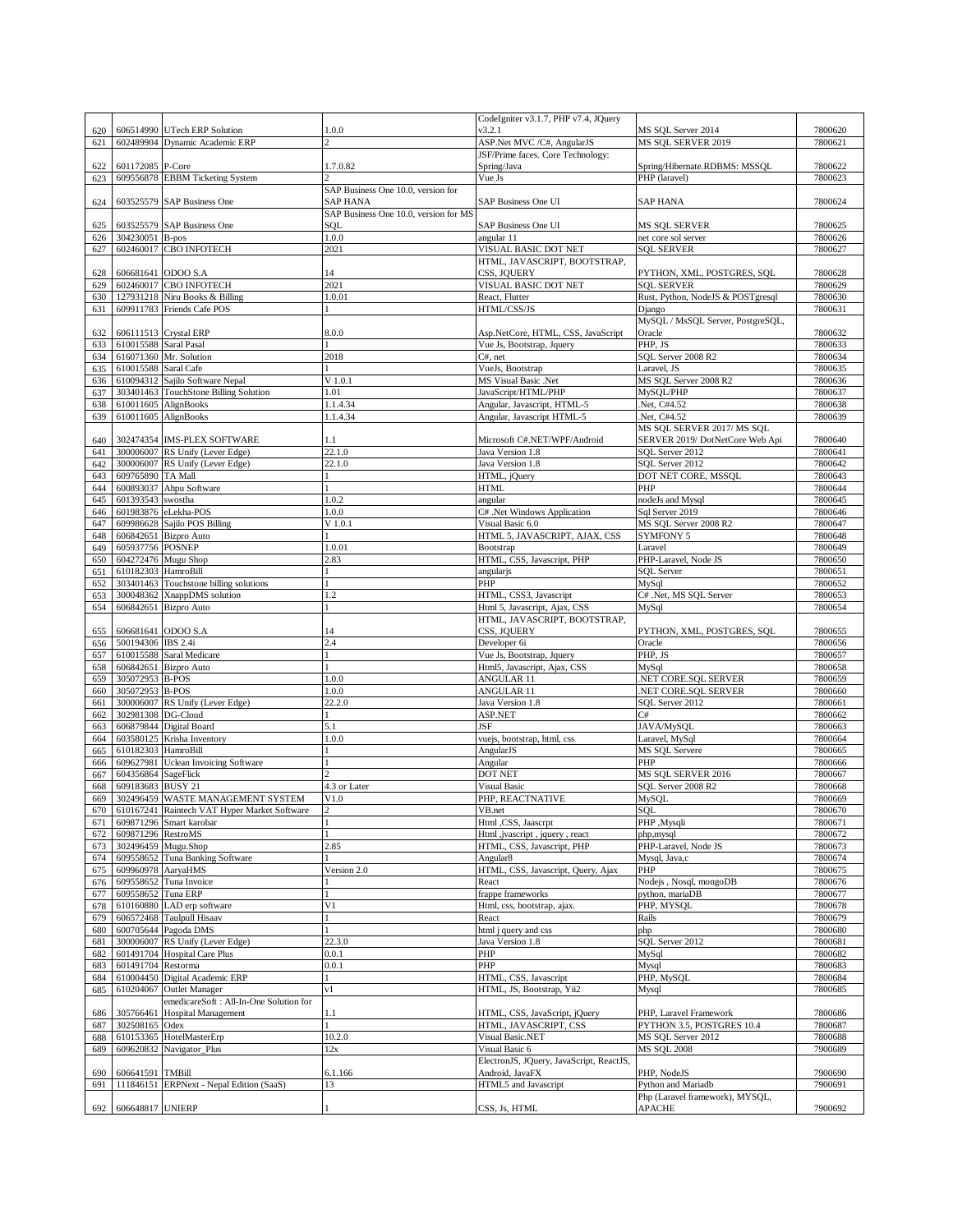| 620 | 606514990 | UTech ERP Solution | 1.0.0 | CodeIgniter v3.1.7, PHP v7.4, JQuery v3.2.1 | MS SQL Server 2014 | 7800620 |
|---|---|---|---|---|---|---|
| 621 | 602489904 | Dynamic Academic ERP | 2 | ASP.Net MVC /C#, AngularJS | MS SQL SERVER 2019 | 7800621 |
| 622 | 601172085 | P-Core | 1.7.0.82 | JSF/Prime faces. Core Technology: Spring/Java | Spring/Hibernate.RDBMS: MSSQL | 7800622 |
| 623 | 609556878 | EBBM Ticketing System | 2 | Vue Js | PHP (laravel) | 7800623 |
| 624 | 603525579 | SAP Business One | SAP Business One 10.0, version for SAP HANA | SAP Business One UI | SAP HANA | 7800624 |
| 625 | 603525579 | SAP Business One | SAP Business One 10.0, version for MS SQL | SAP Business One UI | MS SQL SERVER | 7800625 |
| 626 | 304230051 | B-pos | 1.0.0 | angular 11 | net core sol server | 7800626 |
| 627 | 602460017 | CBO INFOTECH | 2021 | VISUAL BASIC DOT NET | SQL SERVER | 7800627 |
| 628 | 606681641 | ODOO S.A | 14 | HTML, JAVASCRIPT, BOOTSTRAP, CSS, JQUERY | PYTHON, XML, POSTGRES, SQL | 7800628 |
| 629 | 602460017 | CBO INFOTECH | 2021 | VISUAL BASIC DOT NET | SQL SERVER | 7800629 |
| 630 | 127931218 | Niru Books & Billing | 1.0.01 | React, Flutter | Rust, Python, NodeJS & POSTgresql | 7800630 |
| 631 | 609911783 | Friends Cafe POS | 1 | HTML/CSS/JS | Django | 7800631 |
| 632 | 606111513 | Crystal ERP | 8.0.0 | Asp.NetCore, HTML, CSS, JavaScript | MySQL / MsSQL Server, PostgreSQL, Oracle | 7800632 |
| 633 | 610015588 | Saral Pasal | 1 | Vue Js, Bootstrap, Jquery | PHP, JS | 7800633 |
| 634 | 616071360 | Mr. Solution | 2018 | C#, net | SQL Server 2008 R2 | 7800634 |
| 635 | 610015588 | Saral Cafe | 1 | VueJs, Bootstrap | Laravel, JS | 7800635 |
| 636 | 610094312 | Sajilo Software Nepal | V 1.0.1 | MS Visual Basic .Net | MS SQL Server 2008 R2 | 7800636 |
| 637 | 303401463 | TouchStone Billing Solution | 1.01 | JavaScript/HTML/PHP | MySQL/PHP | 7800637 |
| 638 | 610011605 | AlignBooks | 1.1.4.34 | Angular, Javascript, HTML-5 | .Net, C#4.52 | 7800638 |
| 639 | 610011605 | AlignBooks | 1.1.4.34 | Angular, Javascript HTML-5 | .Net, C#4.52 | 7800639 |
| 640 | 302474354 | IMS-PLEX SOFTWARE | 1.1 | Microsoft C#.NET/WPF/Android | MS SQL SERVER 2017/ MS SQL SERVER 2019/ DotNetCore Web Api | 7800640 |
| 641 | 300006007 | RS Unify (Lever Edge) | 22.1.0 | Java Version 1.8 | SQL Server 2012 | 7800641 |
| 642 | 300006007 | RS Unify (Lever Edge) | 22.1.0 | Java Version 1.8 | SQL Server 2012 | 7800642 |
| 643 | 609765890 | TA Mall | 1 | HTML, jQuery | DOT NET CORE, MSSQL | 7800643 |
| 644 | 600893037 | Ahpu Software | 1 | HTML | PHP | 7800644 |
| 645 | 601393543 | swostha | 1.0.2 | angular | nodeJs and Mysql | 7800645 |
| 646 | 601983876 | eLekha-POS | 1.0.0 | C# .Net Windows Application | Sql Server 2019 | 7800646 |
| 647 | 609986628 | Sajilo POS Billing | V 1.0.1 | Visual Basic 6.0 | MS SQL Server 2008 R2 | 7800647 |
| 648 | 606842651 | Bizpro Auto | 1 | HTML 5, JAVASCRIPT, AJAX, CSS | SYMFONY 5 | 7800648 |
| 649 | 605937756 | POSNEP | 1.0.01 | Bootstrap | Laravel | 7800649 |
| 650 | 604272476 | Mugu Shop | 2.83 | HTML, CSS, Javascript, PHP | PHP-Laravel, Node JS | 7800650 |
| 651 | 610182303 | HamroBill | 1 | angularjs | SQL Server | 7800651 |
| 652 | 303401463 | Touchstone billing solutions | 1 | PHP | MySql | 7800652 |
| 653 | 300048362 | XnappDMS solution | 1.2 | HTML, CSS3, Javascript | C# .Net, MS SQL Server | 7800653 |
| 654 | 606842651 | Bizpro Auto | 1 | Html 5, Javascript, Ajax, CSS | MySql | 7800654 |
| 655 | 606681641 | ODOO S.A | 14 | HTML, JAVASCRIPT, BOOTSTRAP, CSS, JQUERY | PYTHON, XML, POSTGRES, SQL | 7800655 |
| 656 | 500194306 | IBS 2.4i | 2.4 | Developer 6i | Oracle | 7800656 |
| 657 | 610015588 | Saral Medicare | 1 | Vue Js, Bootstrap, Jquery | PHP, JS | 7800657 |
| 658 | 606842651 | Bizpro Auto | 1 | Html5, Javascript, Ajax, CSS | MySql | 7800658 |
| 659 | 305072953 | B-POS | 1.0.0 | ANGULAR 11 | .NET CORE.SQL SERVER | 7800659 |
| 660 | 305072953 | B-POS | 1.0.0 | ANGULAR 11 | .NET CORE.SQL SERVER | 7800660 |
| 661 | 300006007 | RS Unify (Lever Edge) | 22.2.0 | Java Version 1.8 | SQL Server 2012 | 7800661 |
| 662 | 302981308 | DG-Cloud | 1 | ASP.NET | C# | 7800662 |
| 663 | 606879844 | Digital Board | 5.1 | JSF | JAVA/MySQL | 7800663 |
| 664 | 603580125 | Krisha Inventory | 1.0.0 | vuejs, bootstrap, html, css | Laravel, MySql | 7800664 |
| 665 | 610182303 | HamroBill | 1 | AngularJS | MS SQL Servere | 7800665 |
| 666 | 609627981 | Uclean Invoicing Software | 1 | Angular | PHP | 7800666 |
| 667 | 604356864 | SageFlick | 2 | DOT NET | MS SQL SERVER 2016 | 7800667 |
| 668 | 609183683 | BUSY 21 | 4.3 or Later | Visual Basic | SQL Server 2008 R2 | 7800668 |
| 669 | 302496459 | WASTE MANAGEMENT SYSTEM | V1.0 | PHP, REACTNATIVE | MySQL | 7800669 |
| 670 | 610167241 | Raintech VAT Hyper Market Software | 2 | VB.net | SQL | 7800670 |
| 671 | 609871296 | Smart karobar | 1 | Html ,CSS, Jaascrpt | PHP ,Mysqli | 7800671 |
| 672 | 609871296 | RestroMS | 1 | Html ,jvascript , jquery , react | php,mysql | 7800672 |
| 673 | 302496459 | Mugu.Shop | 2.85 | HTML, CSS, Javascript, PHP | PHP-Laravel, Node JS | 7800673 |
| 674 | 609558652 | Tuna Banking Software | 1 | Angular8 | Mysql, Java,c | 7800674 |
| 675 | 609960978 | AaryaHMS | Version 2.0 | HTML, CSS, Javascript, Query, Ajax | PHP | 7800675 |
| 676 | 609558652 | Tuna Invoice | 1 | React | Nodejs , Nosql, mongoDB | 7800676 |
| 677 | 609558652 | Tuna ERP | 1 | frappe frameworks | python, mariaDB | 7800677 |
| 678 | 610160880 | LAD erp software | V1 | Html, css, bootstrap, ajax. | PHP, MYSQL | 7800678 |
| 679 | 606572468 | Taulpull Hisaav | 1 | React | Rails | 7800679 |
| 680 | 600705644 | Pagoda DMS | 1 | html j query and css | php | 7800680 |
| 681 | 300006007 | RS Unify (Lever Edge) | 22.3.0 | Java Version 1.8 | SQL Server 2012 | 7800681 |
| 682 | 601491704 | Hospital Care Plus | 0.0.1 | PHP | MySql | 7800682 |
| 683 | 601491704 | Restorma | 0.0.1 | PHP | Mysql | 7800683 |
| 684 | 610004450 | Digital Academic ERP | 1 | HTML, CSS, Javascript | PHP, MySQL | 7800684 |
| 685 | 610204067 | Outlet Manager | v1 | HTML, JS, Bootstrap, Yii2 | Mysql | 7800685 |
| 686 | 305766461 | emedicareSoft : All-In-One Solution for Hospital Management | 1.1 | HTML, CSS, JavaScript, jQuery | PHP, Laravel Framework | 7800686 |
| 687 | 302508165 | Odex | 1 | HTML, JAVASCRIPT, CSS | PYTHON 3.5, POSTGRES 10.4 | 7800687 |
| 688 | 610153365 | HotelMasterErp | 10.2.0 | Visual Basic.NET | MS SQL Server 2012 | 7800688 |
| 689 | 609620832 | Navigator_Plus | 12x | Visual Basic 6 | MS SQL 2008 | 7900689 |
| 690 | 606641591 | TMBill | 6.1.166 | ElectronJS, JQuery, JavaScript, ReactJS, Android, JavaFX | PHP, NodeJS | 7900690 |
| 691 | 111846151 | ERPNext - Nepal Edition (SaaS) | 13 | HTML5 and Javascript | Python and Mariadb | 7900691 |
| 692 | 606648817 | UNIERP | 1 | CSS, Js, HTML | Php (Laravel framework), MYSQL, APACHE | 7900692 |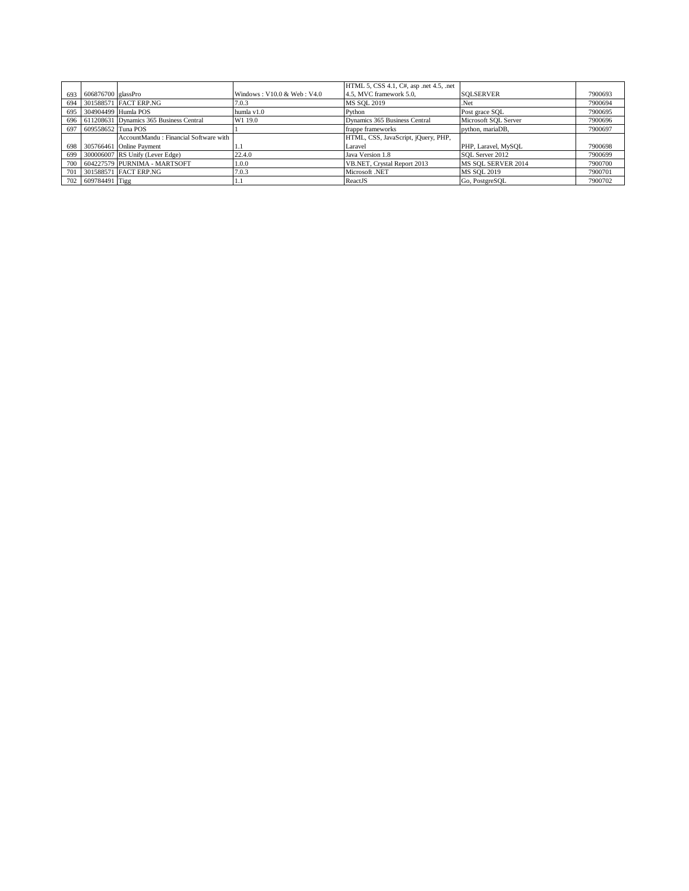| | | | | | | |
|---|---|---|---|---|---|---|
| 693 | 606876700 | glassPro | Windows : V10.0 & Web : V4.0 | HTML 5, CSS 4.1, C#, asp .net 4.5, .net 4.5, MVC framework 5.0, | SQLSERVER | 7900693 |
| 694 | 301588571 | FACT ERP.NG | 7.0.3 | MS SQL 2019 | .Net | 7900694 |
| 695 | 304904499 | Humla POS | humla v1.0 | Python | Post grace SQL | 7900695 |
| 696 | 611208631 | Dynamics 365 Business Central | W1 19.0 | Dynamics 365 Business Central | Microsoft SQL Server | 7900696 |
| 697 | 609558652 | Tuna POS | 1 | frappe frameworks | python, mariaDB, | 7900697 |
| 698 | 305766461 | AccountMandu : Financial Software with Online Payment | 1.1 | HTML, CSS, JavaScript, jQuery, PHP, Laravel | PHP, Laravel, MySQL | 7900698 |
| 699 | 300006007 | RS Unify (Lever Edge) | 22.4.0 | Java Version 1.8 | SQL Server 2012 | 7900699 |
| 700 | 604227579 | PURNIMA - MARTSOFT | 1.0.0 | VB.NET, Crystal Report 2013 | MS SQL SERVER 2014 | 7900700 |
| 701 | 301588571 | FACT ERP.NG | 7.0.3 | Microsoft .NET | MS SQL 2019 | 7900701 |
| 702 | 609784491 | Tigg | 1.1 | ReactJS | Go, PostgreSQL | 7900702 |